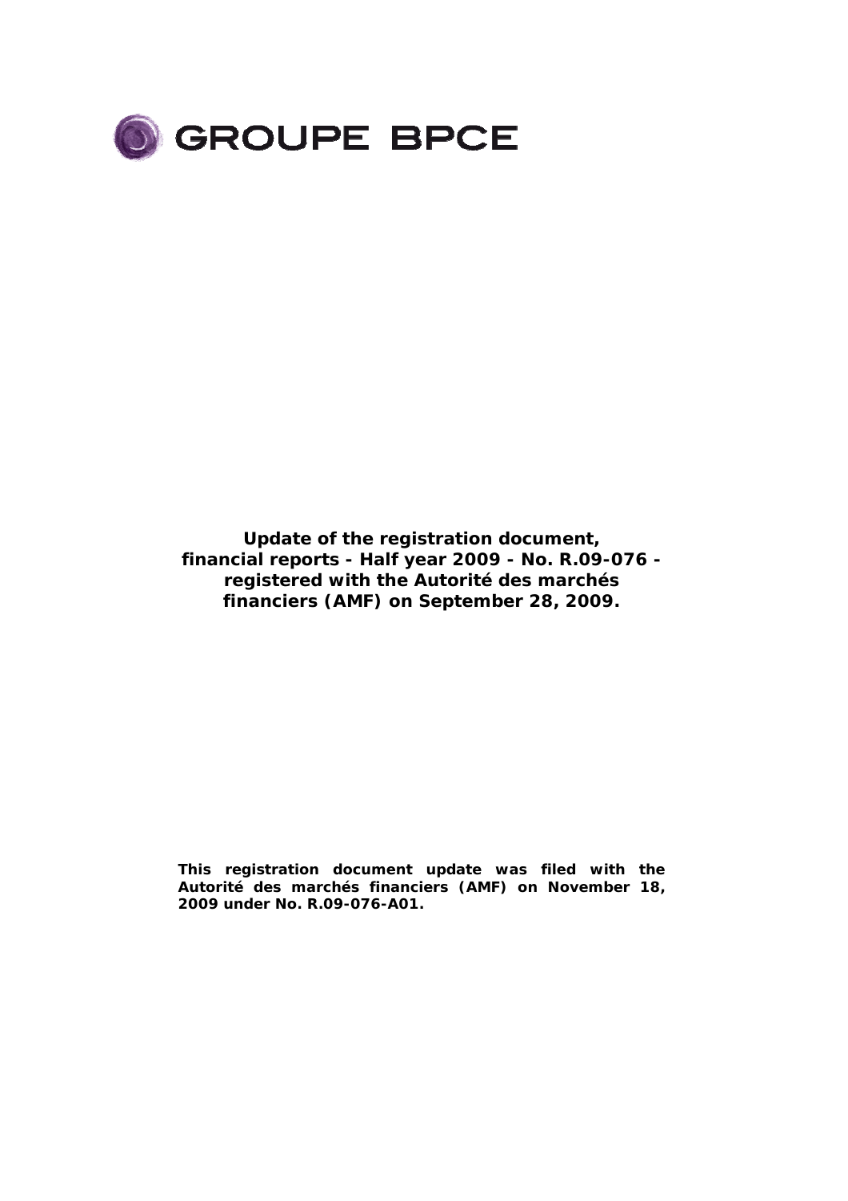GROUPE BPCE

**Update of the registration document, financial reports - Half year 2009 - No. R.09-076 - registered with the Autorité des marchés financiers (AMF) on September 28, 2009.**

**This registration document update was filed with the Autorité des marchés financiers (AMF) on November 18, 2009 under No. R.09-076-A01.**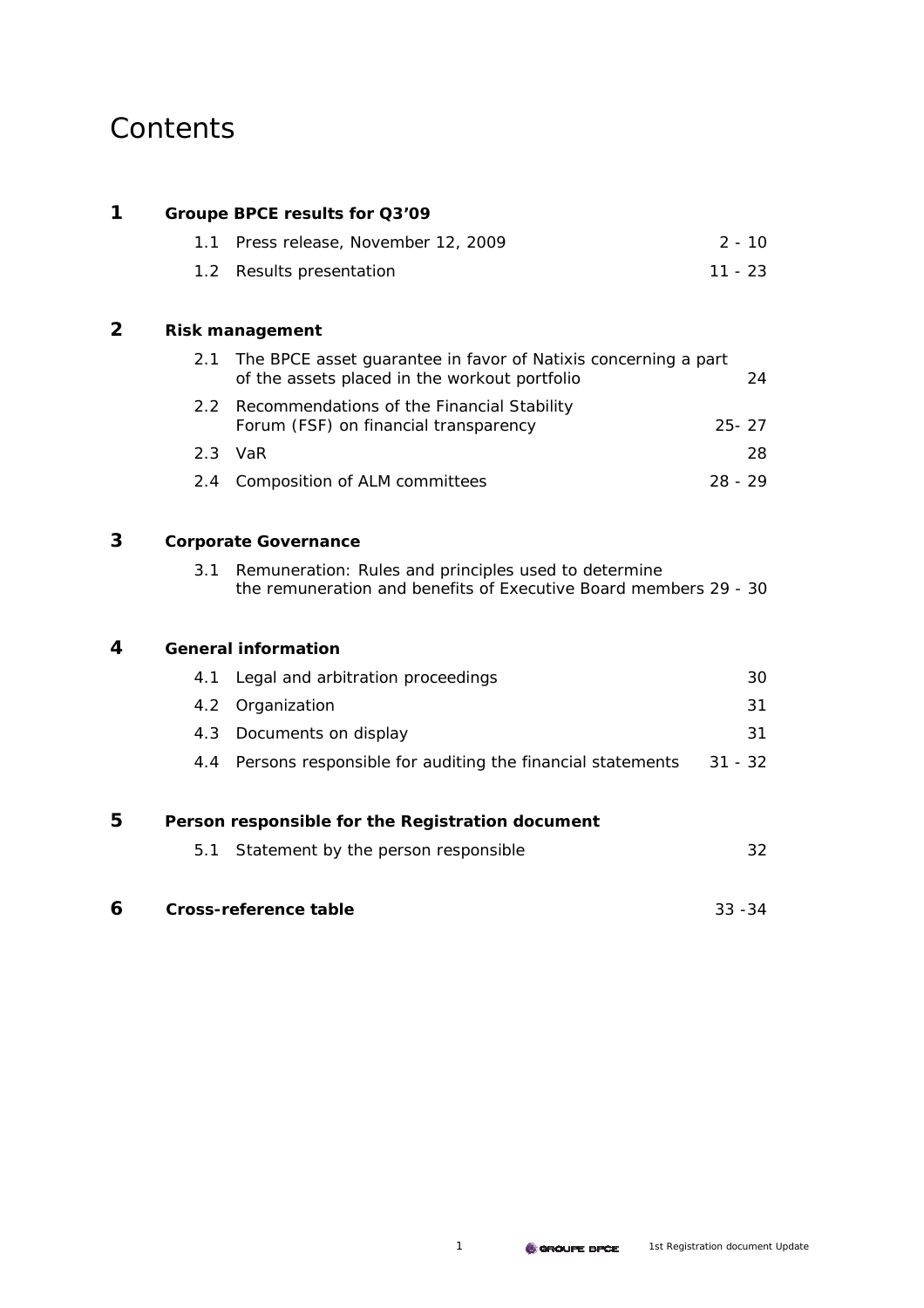# Contents

| | | | |
|---|---|---|---|
| **1** | **Groupe BPCE results for Q3'09** | | |
| | 1.1 | Press release, November 12, 2009 | 2 - 10 |
| | 1.2 | Results presentation | 11 - 23 |
| **2** | **Risk management** | | |
| | 2.1 | The BPCE asset guarantee in favor of Natixis concerning a part of the assets placed in the workout portfolio | 24 |
| | 2.2 | Recommendations of the Financial Stability Forum (FSF) on financial transparency | 25- 27 |
| | 2.3 | VaR | 28 |
| | 2.4 | Composition of ALM committees | 28 - 29 |
| **3** | **Corporate Governance** | | |
| | 3.1 | Remuneration: Rules and principles used to determine the remuneration and benefits of Executive Board members | 29 - 30 |
| **4** | **General information** | | |
| | 4.1 | Legal and arbitration proceedings | 30 |
| | 4.2 | Organization | 31 |
| | 4.3 | Documents on display | 31 |
| | 4.4 | Persons responsible for auditing the financial statements | 31 - 32 |
| **5** | **Person responsible for the Registration document** | | |
| | 5.1 | Statement by the person responsible | 32 |
| **6** | **Cross-reference table** | | 33 -34 |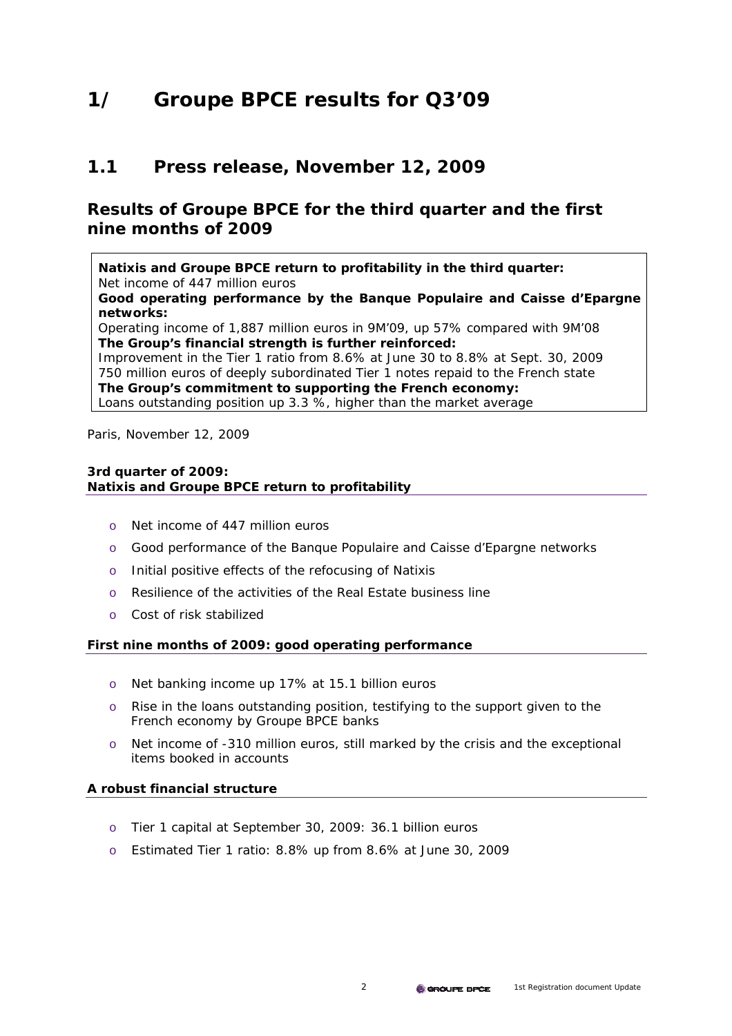# 1/ Groupe BPCE results for Q3'09

## 1.1 Press release, November 12, 2009

### Results of Groupe BPCE for the third quarter and the first nine months of 2009

**Natixis and Groupe BPCE return to profitability in the third quarter:**
Net income of 447 million euros
**Good operating performance by the Banque Populaire and Caisse d'Epargne networks:**
Operating income of 1,887 million euros in 9M'09, up 57% compared with 9M'08
**The Group's financial strength is further reinforced:**
Improvement in the Tier 1 ratio from 8.6% at June 30 to 8.8% at Sept. 30, 2009
750 million euros of deeply subordinated Tier 1 notes repaid to the French state
**The Group's commitment to supporting the French economy:**
Loans outstanding position up 3.3 %, higher than the market average

Paris, November 12, 2009

**3rd quarter of 2009:**
**Natixis and Groupe BPCE return to profitability**

- Net income of 447 million euros
- Good performance of the Banque Populaire and Caisse d'Epargne networks
- Initial positive effects of the refocusing of Natixis
- Resilience of the activities of the Real Estate business line
- Cost of risk stabilized

**First nine months of 2009: good operating performance**

- Net banking income up 17% at 15.1 billion euros
- Rise in the loans outstanding position, testifying to the support given to the French economy by Groupe BPCE banks
- Net income of -310 million euros, still marked by the crisis and the exceptional items booked in accounts

**A robust financial structure**

- Tier 1 capital at September 30, 2009: 36.1 billion euros
- Estimated Tier 1 ratio: 8.8% up from 8.6% at June 30, 2009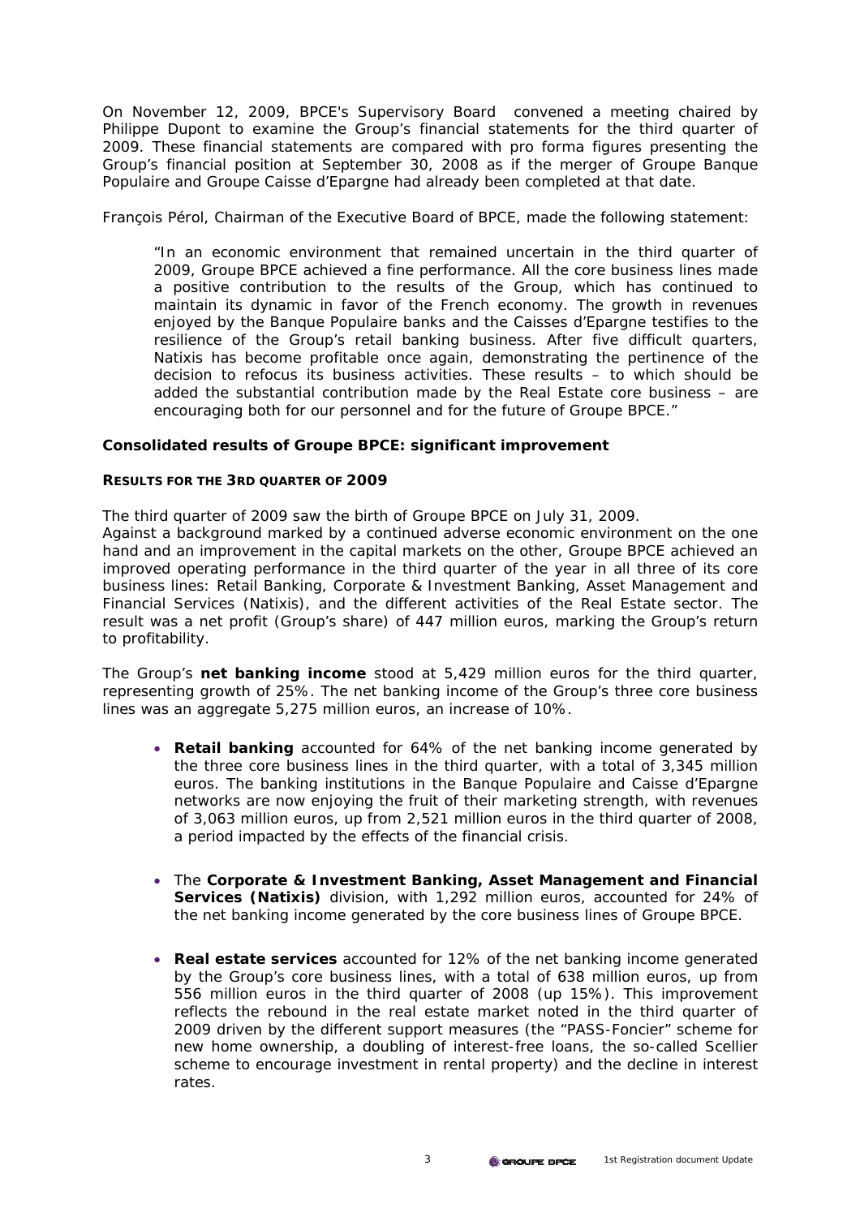On November 12, 2009, BPCE's Supervisory Board convened a meeting chaired by Philippe Dupont to examine the Group's financial statements for the third quarter of 2009. These financial statements are compared with pro forma figures presenting the Group's financial position at September 30, 2008 as if the merger of Groupe Banque Populaire and Groupe Caisse d'Epargne had already been completed at that date.

François Pérol, Chairman of the Executive Board of BPCE, made the following statement:

> "In an economic environment that remained uncertain in the third quarter of 2009, Groupe BPCE achieved a fine performance. All the core business lines made a positive contribution to the results of the Group, which has continued to maintain its dynamic in favor of the French economy. The growth in revenues enjoyed by the Banque Populaire banks and the Caisses d'Epargne testifies to the resilience of the Group's retail banking business. After five difficult quarters, Natixis has become profitable once again, demonstrating the pertinence of the decision to refocus its business activities. These results – to which should be added the substantial contribution made by the Real Estate core business – are encouraging both for our personnel and for the future of Groupe BPCE."

### Consolidated results of Groupe BPCE: significant improvement

#### RESULTS FOR THE 3RD QUARTER OF 2009

The third quarter of 2009 saw the birth of Groupe BPCE on July 31, 2009.
Against a background marked by a continued adverse economic environment on the one hand and an improvement in the capital markets on the other, Groupe BPCE achieved an improved operating performance in the third quarter of the year in all three of its core business lines: Retail Banking, Corporate & Investment Banking, Asset Management and Financial Services (Natixis), and the different activities of the Real Estate sector. The result was a net profit (Group's share) of 447 million euros, marking the Group's return to profitability.

The Group's **net banking income** stood at 5,429 million euros for the third quarter, representing growth of 25%. The net banking income of the Group's three core business lines was an aggregate 5,275 million euros, an increase of 10%.

- **Retail banking** accounted for 64% of the net banking income generated by the three core business lines in the third quarter, with a total of 3,345 million euros. The banking institutions in the Banque Populaire and Caisse d'Epargne networks are now enjoying the fruit of their marketing strength, with revenues of 3,063 million euros, up from 2,521 million euros in the third quarter of 2008, a period impacted by the effects of the financial crisis.

- The **Corporate & Investment Banking, Asset Management and Financial Services (Natixis)** division, with 1,292 million euros, accounted for 24% of the net banking income generated by the core business lines of Groupe BPCE.

- **Real estate services** accounted for 12% of the net banking income generated by the Group's core business lines, with a total of 638 million euros, up from 556 million euros in the third quarter of 2008 (up 15%). This improvement reflects the rebound in the real estate market noted in the third quarter of 2009 driven by the different support measures (the "PASS-Foncier" scheme for new home ownership, a doubling of interest-free loans, the so-called Scellier scheme to encourage investment in rental property) and the decline in interest rates.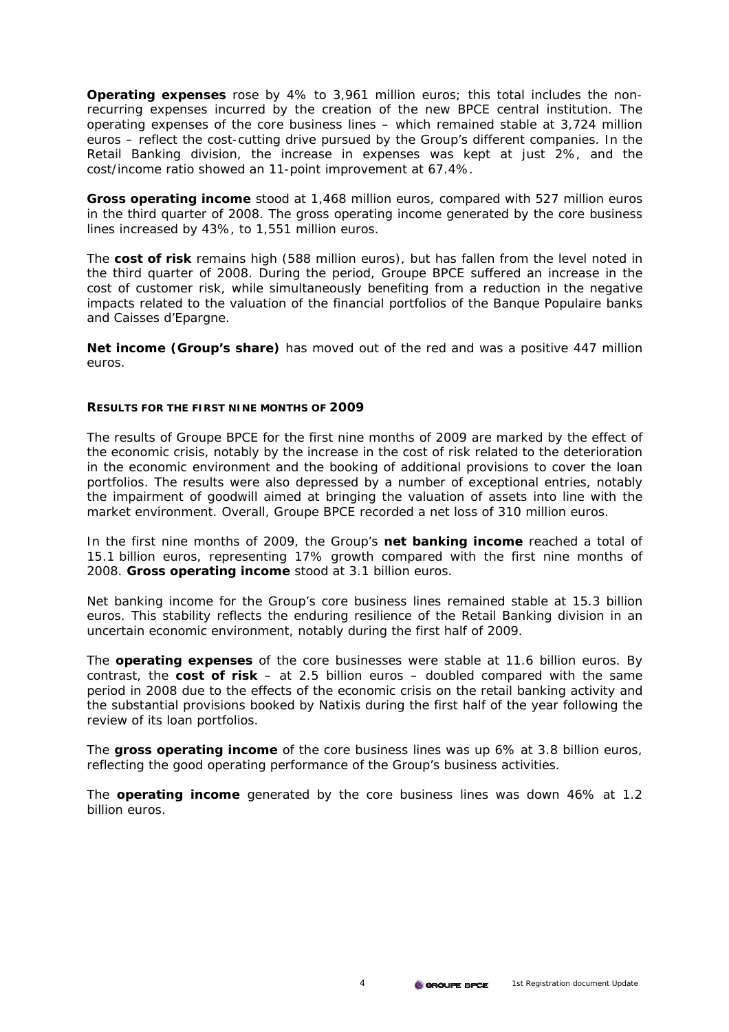**Operating expenses** rose by 4% to 3,961 million euros; this total includes the non-recurring expenses incurred by the creation of the new BPCE central institution. The operating expenses of the core business lines – which remained stable at 3,724 million euros – reflect the cost-cutting drive pursued by the Group's different companies. In the Retail Banking division, the increase in expenses was kept at just 2%, and the cost/income ratio showed an 11-point improvement at 67.4%.

**Gross operating income** stood at 1,468 million euros, compared with 527 million euros in the third quarter of 2008. The gross operating income generated by the core business lines increased by 43%, to 1,551 million euros.

The **cost of risk** remains high (588 million euros), but has fallen from the level noted in the third quarter of 2008. During the period, Groupe BPCE suffered an increase in the cost of customer risk, while simultaneously benefiting from a reduction in the negative impacts related to the valuation of the financial portfolios of the Banque Populaire banks and Caisses d'Epargne.

**Net income (Group's share)** has moved out of the red and was a positive 447 million euros.

**RESULTS FOR THE FIRST NINE MONTHS OF 2009**

The results of Groupe BPCE for the first nine months of 2009 are marked by the effect of the economic crisis, notably by the increase in the cost of risk related to the deterioration in the economic environment and the booking of additional provisions to cover the loan portfolios. The results were also depressed by a number of exceptional entries, notably the impairment of goodwill aimed at bringing the valuation of assets into line with the market environment. Overall, Groupe BPCE recorded a net loss of 310 million euros.

In the first nine months of 2009, the Group's **net banking income** reached a total of 15.1 billion euros, representing 17% growth compared with the first nine months of 2008. **Gross operating income** stood at 3.1 billion euros.

Net banking income for the Group's core business lines remained stable at 15.3 billion euros. This stability reflects the enduring resilience of the Retail Banking division in an uncertain economic environment, notably during the first half of 2009.

The **operating expenses** of the core businesses were stable at 11.6 billion euros. By contrast, the **cost of risk** – at 2.5 billion euros – doubled compared with the same period in 2008 due to the effects of the economic crisis on the retail banking activity and the substantial provisions booked by Natixis during the first half of the year following the review of its loan portfolios.

The **gross operating income** of the core business lines was up 6% at 3.8 billion euros, reflecting the good operating performance of the Group's business activities.

The **operating income** generated by the core business lines was down 46% at 1.2 billion euros.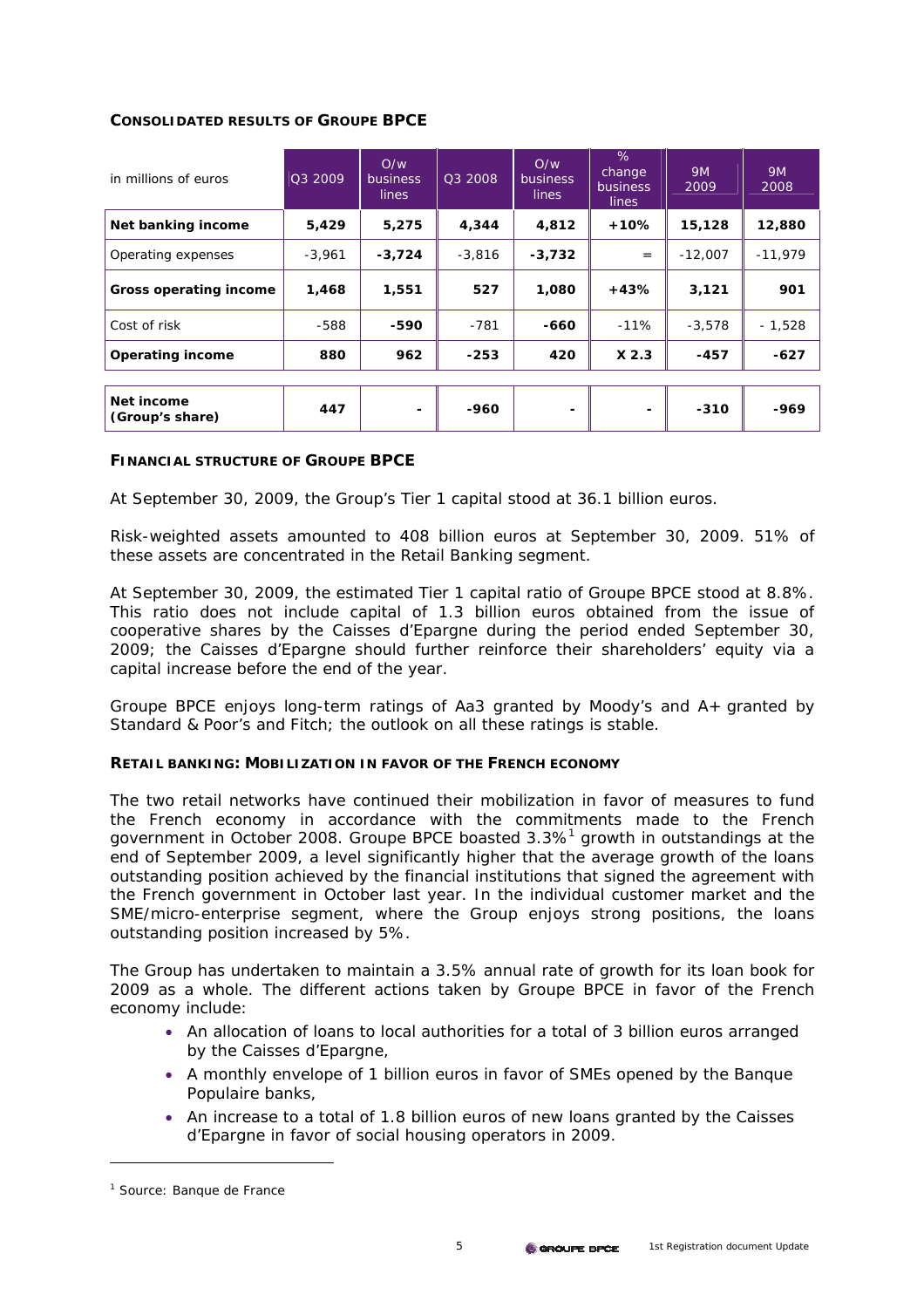**CONSOLIDATED RESULTS OF GROUPE BPCE**

| in millions of euros | Q3 2009 | O/w business lines | Q3 2008 | O/w business lines | % change business lines | 9M 2009 | 9M 2008 |
|---|---|---|---|---|---|---|---|
| **Net banking income** | **5,429** | **5,275** | **4,344** | **4,812** | **+10%** | **15,128** | **12,880** |
| Operating expenses | -3,961 | **-3,724** | -3,816 | **-3,732** | = | -12,007 | -11,979 |
| **Gross operating income** | **1,468** | **1,551** | **527** | **1,080** | **+43%** | **3,121** | **901** |
| Cost of risk | -588 | **-590** | -781 | **-660** | -11% | -3,578 | - 1,528 |
| **Operating income** | **880** | **962** | **-253** | **420** | **X 2.3** | **-457** | **-627** |
| **Net income (Group's share)** | **447** | **-** | **-960** | **-** | **-** | **-310** | **-969** |

**FINANCIAL STRUCTURE OF GROUPE BPCE**

At September 30, 2009, the Group's Tier 1 capital stood at 36.1 billion euros.

Risk-weighted assets amounted to 408 billion euros at September 30, 2009. 51% of these assets are concentrated in the Retail Banking segment.

At September 30, 2009, the estimated Tier 1 capital ratio of Groupe BPCE stood at 8.8%. This ratio does not include capital of 1.3 billion euros obtained from the issue of cooperative shares by the Caisses d'Epargne during the period ended September 30, 2009; the Caisses d'Epargne should further reinforce their shareholders' equity via a capital increase before the end of the year.

Groupe BPCE enjoys long-term ratings of Aa3 granted by Moody's and A+ granted by Standard & Poor's and Fitch; the outlook on all these ratings is stable.

**RETAIL BANKING: MOBILIZATION IN FAVOR OF THE FRENCH ECONOMY**

The two retail networks have continued their mobilization in favor of measures to fund the French economy in accordance with the commitments made to the French government in October 2008. Groupe BPCE boasted 3.3%[1] growth in outstandings at the end of September 2009, a level significantly higher that the average growth of the loans outstanding position achieved by the financial institutions that signed the agreement with the French government in October last year. In the individual customer market and the SME/micro-enterprise segment, where the Group enjoys strong positions, the loans outstanding position increased by 5%.

The Group has undertaken to maintain a 3.5% annual rate of growth for its loan book for 2009 as a whole. The different actions taken by Groupe BPCE in favor of the French economy include:

- An allocation of loans to local authorities for a total of 3 billion euros arranged by the Caisses d'Epargne,
- A monthly envelope of 1 billion euros in favor of SMEs opened by the Banque Populaire banks,
- An increase to a total of 1.8 billion euros of new loans granted by the Caisses d'Epargne in favor of social housing operators in 2009.

[1] Source: Banque de France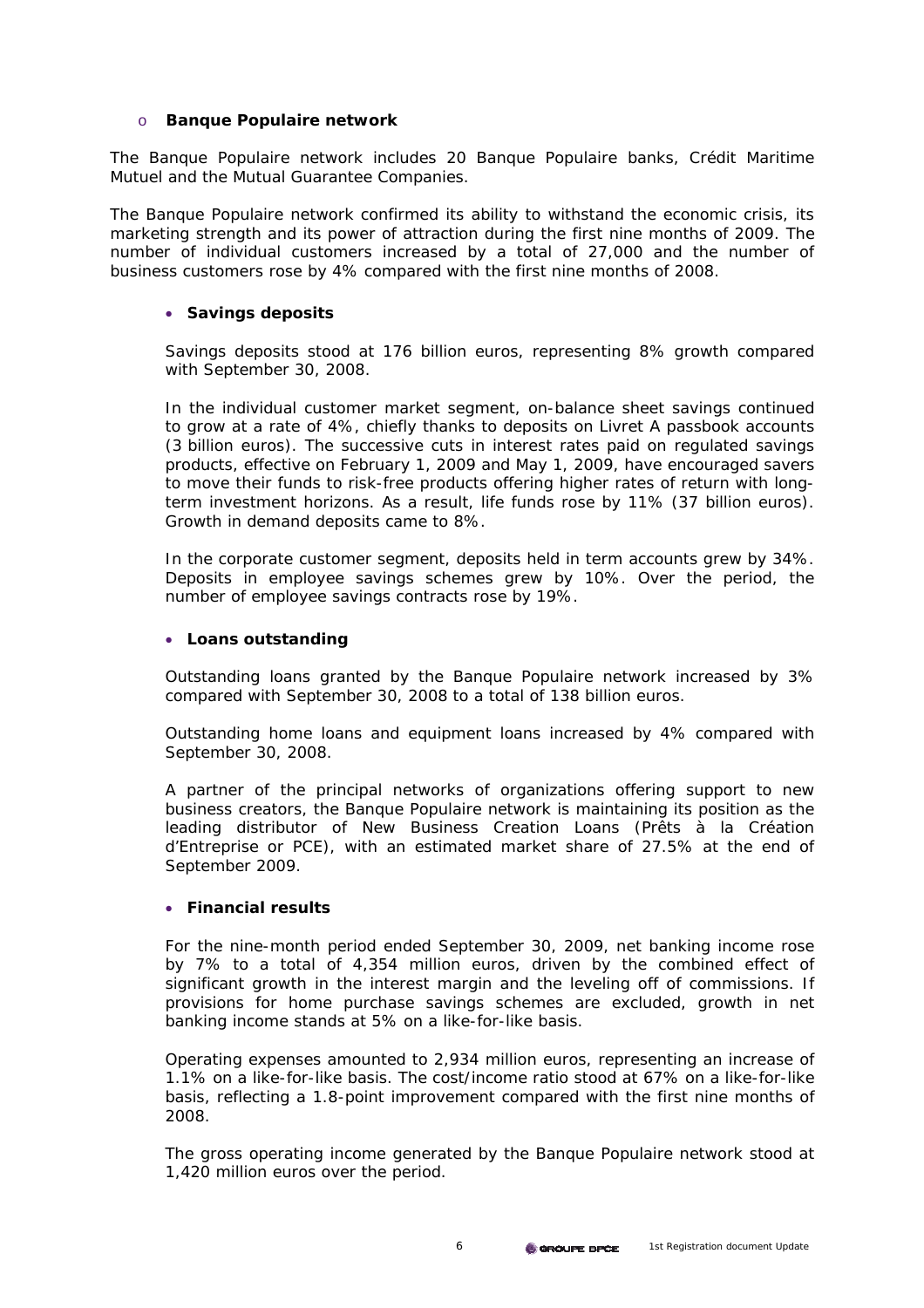- **Banque Populaire network**

The Banque Populaire network includes 20 Banque Populaire banks, Crédit Maritime Mutuel and the Mutual Guarantee Companies.

The Banque Populaire network confirmed its ability to withstand the economic crisis, its marketing strength and its power of attraction during the first nine months of 2009. The number of individual customers increased by a total of 27,000 and the number of business customers rose by 4% compared with the first nine months of 2008.

- **Savings deposits**

  Savings deposits stood at 176 billion euros, representing 8% growth compared with September 30, 2008.

  In the individual customer market segment, on-balance sheet savings continued to grow at a rate of 4%, chiefly thanks to deposits on Livret A passbook accounts (3 billion euros). The successive cuts in interest rates paid on regulated savings products, effective on February 1, 2009 and May 1, 2009, have encouraged savers to move their funds to risk-free products offering higher rates of return with long-term investment horizons. As a result, life funds rose by 11% (37 billion euros). Growth in demand deposits came to 8%.

  In the corporate customer segment, deposits held in term accounts grew by 34%. Deposits in employee savings schemes grew by 10%. Over the period, the number of employee savings contracts rose by 19%.

- **Loans outstanding**

  Outstanding loans granted by the Banque Populaire network increased by 3% compared with September 30, 2008 to a total of 138 billion euros.

  Outstanding home loans and equipment loans increased by 4% compared with September 30, 2008.

  A partner of the principal networks of organizations offering support to new business creators, the Banque Populaire network is maintaining its position as the leading distributor of New Business Creation Loans (Prêts à la Création d'Entreprise or PCE), with an estimated market share of 27.5% at the end of September 2009.

- **Financial results**

  For the nine-month period ended September 30, 2009, net banking income rose by 7% to a total of 4,354 million euros, driven by the combined effect of significant growth in the interest margin and the leveling off of commissions. If provisions for home purchase savings schemes are excluded, growth in net banking income stands at 5% on a like-for-like basis.

  Operating expenses amounted to 2,934 million euros, representing an increase of 1.1% on a like-for-like basis. The cost/income ratio stood at 67% on a like-for-like basis, reflecting a 1.8-point improvement compared with the first nine months of 2008.

  The gross operating income generated by the Banque Populaire network stood at 1,420 million euros over the period.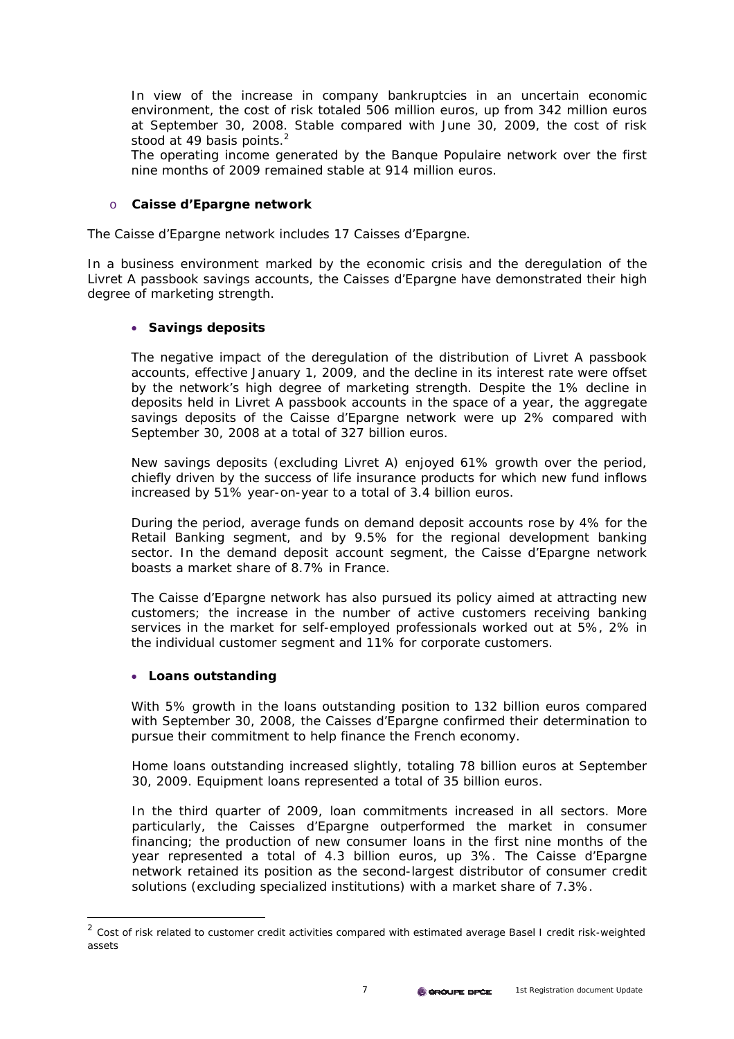In view of the increase in company bankruptcies in an uncertain economic environment, the cost of risk totaled 506 million euros, up from 342 million euros at September 30, 2008. Stable compared with June 30, 2009, the cost of risk stood at 49 basis points.[2]

The operating income generated by the Banque Populaire network over the first nine months of 2009 remained stable at 914 million euros.

- **Caisse d'Epargne network**

The Caisse d'Epargne network includes 17 Caisses d'Epargne.

In a business environment marked by the economic crisis and the deregulation of the Livret A passbook savings accounts, the Caisses d'Epargne have demonstrated their high degree of marketing strength.

- **Savings deposits**

The negative impact of the deregulation of the distribution of Livret A passbook accounts, effective January 1, 2009, and the decline in its interest rate were offset by the network's high degree of marketing strength. Despite the 1% decline in deposits held in Livret A passbook accounts in the space of a year, the aggregate savings deposits of the Caisse d'Epargne network were up 2% compared with September 30, 2008 at a total of 327 billion euros.

New savings deposits (excluding Livret A) enjoyed 61% growth over the period, chiefly driven by the success of life insurance products for which new fund inflows increased by 51% year-on-year to a total of 3.4 billion euros.

During the period, average funds on demand deposit accounts rose by 4% for the Retail Banking segment, and by 9.5% for the regional development banking sector. In the demand deposit account segment, the Caisse d'Epargne network boasts a market share of 8.7% in France.

The Caisse d'Epargne network has also pursued its policy aimed at attracting new customers; the increase in the number of active customers receiving banking services in the market for self-employed professionals worked out at 5%, 2% in the individual customer segment and 11% for corporate customers.

- **Loans outstanding**

With 5% growth in the loans outstanding position to 132 billion euros compared with September 30, 2008, the Caisses d'Epargne confirmed their determination to pursue their commitment to help finance the French economy.

Home loans outstanding increased slightly, totaling 78 billion euros at September 30, 2009. Equipment loans represented a total of 35 billion euros.

In the third quarter of 2009, loan commitments increased in all sectors. More particularly, the Caisses d'Epargne outperformed the market in consumer financing; the production of new consumer loans in the first nine months of the year represented a total of 4.3 billion euros, up 3%. The Caisse d'Epargne network retained its position as the second-largest distributor of consumer credit solutions (excluding specialized institutions) with a market share of 7.3%.

[2] Cost of risk related to customer credit activities compared with estimated average Basel I credit risk-weighted assets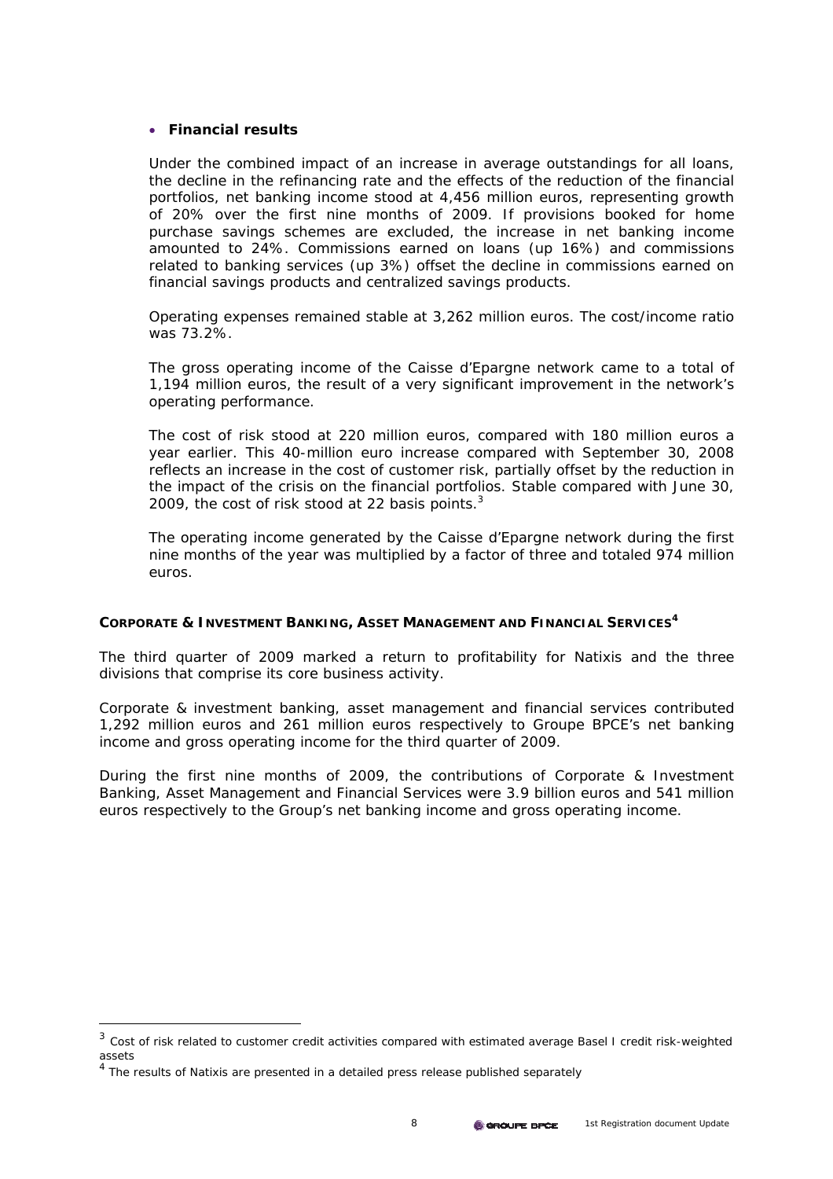- **Financial results**

Under the combined impact of an increase in average outstandings for all loans, the decline in the refinancing rate and the effects of the reduction of the financial portfolios, net banking income stood at 4,456 million euros, representing growth of 20% over the first nine months of 2009. If provisions booked for home purchase savings schemes are excluded, the increase in net banking income amounted to 24%. Commissions earned on loans (up 16%) and commissions related to banking services (up 3%) offset the decline in commissions earned on financial savings products and centralized savings products.

Operating expenses remained stable at 3,262 million euros. The cost/income ratio was 73.2%.

The gross operating income of the Caisse d'Epargne network came to a total of 1,194 million euros, the result of a very significant improvement in the network's operating performance.

The cost of risk stood at 220 million euros, compared with 180 million euros a year earlier. This 40-million euro increase compared with September 30, 2008 reflects an increase in the cost of customer risk, partially offset by the reduction in the impact of the crisis on the financial portfolios. Stable compared with June 30, 2009, the cost of risk stood at 22 basis points.[3]

The operating income generated by the Caisse d'Epargne network during the first nine months of the year was multiplied by a factor of three and totaled 974 million euros.

**CORPORATE & INVESTMENT BANKING, ASSET MANAGEMENT AND FINANCIAL SERVICES[4]**

The third quarter of 2009 marked a return to profitability for Natixis and the three divisions that comprise its core business activity.

Corporate & investment banking, asset management and financial services contributed 1,292 million euros and 261 million euros respectively to Groupe BPCE's net banking income and gross operating income for the third quarter of 2009.

During the first nine months of 2009, the contributions of Corporate & Investment Banking, Asset Management and Financial Services were 3.9 billion euros and 541 million euros respectively to the Group's net banking income and gross operating income.

[3] Cost of risk related to customer credit activities compared with estimated average Basel I credit risk-weighted assets

[4] The results of Natixis are presented in a detailed press release published separately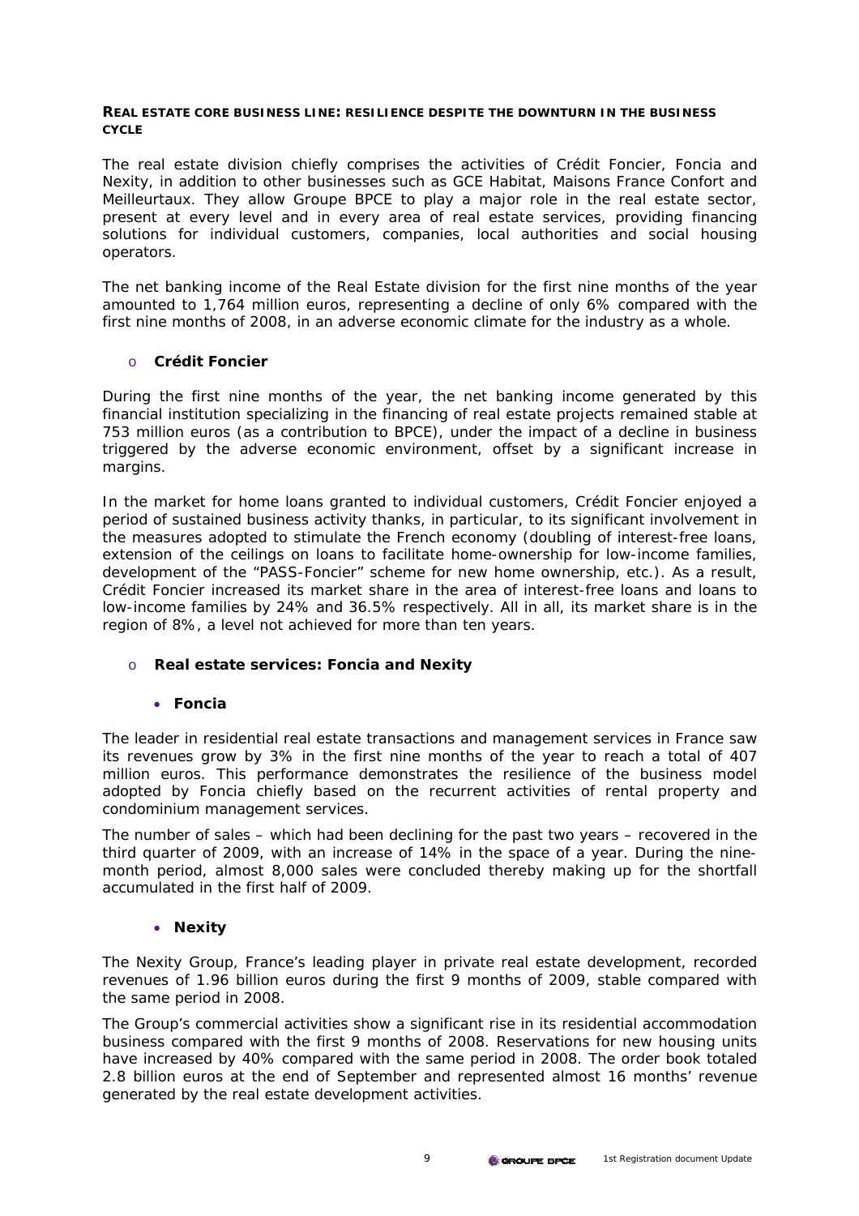**REAL ESTATE CORE BUSINESS LINE: RESILIENCE DESPITE THE DOWNTURN IN THE BUSINESS CYCLE**

The real estate division chiefly comprises the activities of Crédit Foncier, Foncia and Nexity, in addition to other businesses such as GCE Habitat, Maisons France Confort and Meilleurtaux. They allow Groupe BPCE to play a major role in the real estate sector, present at every level and in every area of real estate services, providing financing solutions for individual customers, companies, local authorities and social housing operators.

The net banking income of the Real Estate division for the first nine months of the year amounted to 1,764 million euros, representing a decline of only 6% compared with the first nine months of 2008, in an adverse economic climate for the industry as a whole.

- **Crédit Foncier**

During the first nine months of the year, the net banking income generated by this financial institution specializing in the financing of real estate projects remained stable at 753 million euros (as a contribution to BPCE), under the impact of a decline in business triggered by the adverse economic environment, offset by a significant increase in margins.

In the market for home loans granted to individual customers, Crédit Foncier enjoyed a period of sustained business activity thanks, in particular, to its significant involvement in the measures adopted to stimulate the French economy (doubling of interest-free loans, extension of the ceilings on loans to facilitate home-ownership for low-income families, development of the "PASS-Foncier" scheme for new home ownership, etc.). As a result, Crédit Foncier increased its market share in the area of interest-free loans and loans to low-income families by 24% and 36.5% respectively. All in all, its market share is in the region of 8%, a level not achieved for more than ten years.

- **Real estate services: Foncia and Nexity**

  - **Foncia**

The leader in residential real estate transactions and management services in France saw its revenues grow by 3% in the first nine months of the year to reach a total of 407 million euros. This performance demonstrates the resilience of the business model adopted by Foncia chiefly based on the recurrent activities of rental property and condominium management services.

The number of sales – which had been declining for the past two years – recovered in the third quarter of 2009, with an increase of 14% in the space of a year. During the nine-month period, almost 8,000 sales were concluded thereby making up for the shortfall accumulated in the first half of 2009.

  - **Nexity**

The Nexity Group, France's leading player in private real estate development, recorded revenues of 1.96 billion euros during the first 9 months of 2009, stable compared with the same period in 2008.

The Group's commercial activities show a significant rise in its residential accommodation business compared with the first 9 months of 2008. Reservations for new housing units have increased by 40% compared with the same period in 2008. The order book totaled 2.8 billion euros at the end of September and represented almost 16 months' revenue generated by the real estate development activities.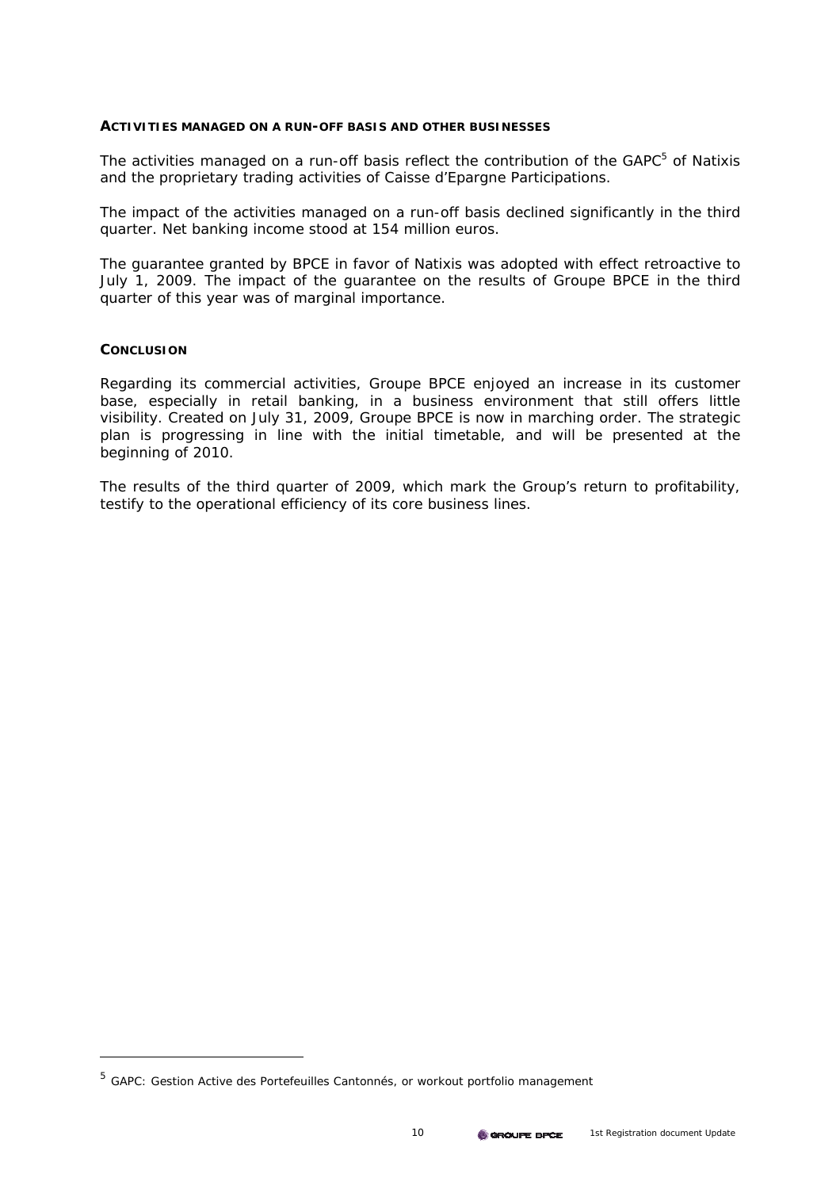#### ACTIVITIES MANAGED ON A RUN-OFF BASIS AND OTHER BUSINESSES

The activities managed on a run-off basis reflect the contribution of the GAPC[5] of Natixis and the proprietary trading activities of Caisse d'Epargne Participations.

The impact of the activities managed on a run-off basis declined significantly in the third quarter. Net banking income stood at 154 million euros.

The guarantee granted by BPCE in favor of Natixis was adopted with effect retroactive to July 1, 2009. The impact of the guarantee on the results of Groupe BPCE in the third quarter of this year was of marginal importance.

#### CONCLUSION

Regarding its commercial activities, Groupe BPCE enjoyed an increase in its customer base, especially in retail banking, in a business environment that still offers little visibility. Created on July 31, 2009, Groupe BPCE is now in marching order. The strategic plan is progressing in line with the initial timetable, and will be presented at the beginning of 2010.

The results of the third quarter of 2009, which mark the Group's return to profitability, testify to the operational efficiency of its core business lines.

---

[5] GAPC: Gestion Active des Portefeuilles Cantonnés, or workout portfolio management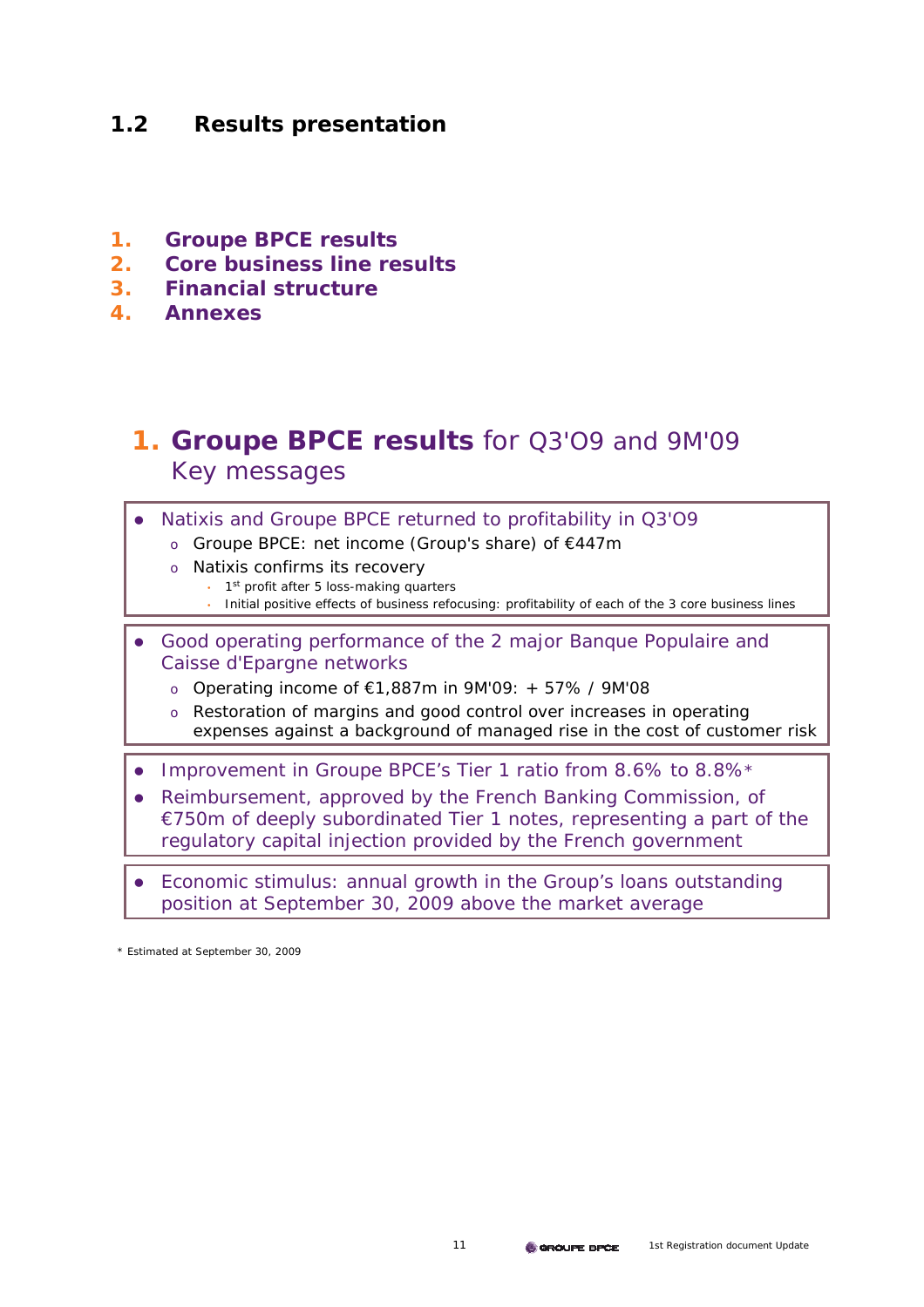## 1.2 Results presentation

1. **Groupe BPCE results**
2. **Core business line results**
3. **Financial structure**
4. **Annexes**

# 1. Groupe BPCE results for Q3'O9 and 9M'09

## Key messages

- Natixis and Groupe BPCE returned to profitability in Q3'O9
  - Groupe BPCE: net income (Group's share) of €447m
  - Natixis confirms its recovery
    - 1st profit after 5 loss-making quarters
    - Initial positive effects of business refocusing: profitability of each of the 3 core business lines

- Good operating performance of the 2 major Banque Populaire and Caisse d'Epargne networks
  - Operating income of €1,887m in 9M'09: + 57% / 9M'08
  - Restoration of margins and good control over increases in operating expenses against a background of managed rise in the cost of customer risk

- Improvement in Groupe BPCE's Tier 1 ratio from 8.6% to 8.8%*
- Reimbursement, approved by the French Banking Commission, of €750m of deeply subordinated Tier 1 notes, representing a part of the regulatory capital injection provided by the French government

- Economic stimulus: annual growth in the Group's loans outstanding position at September 30, 2009 above the market average

\* Estimated at September 30, 2009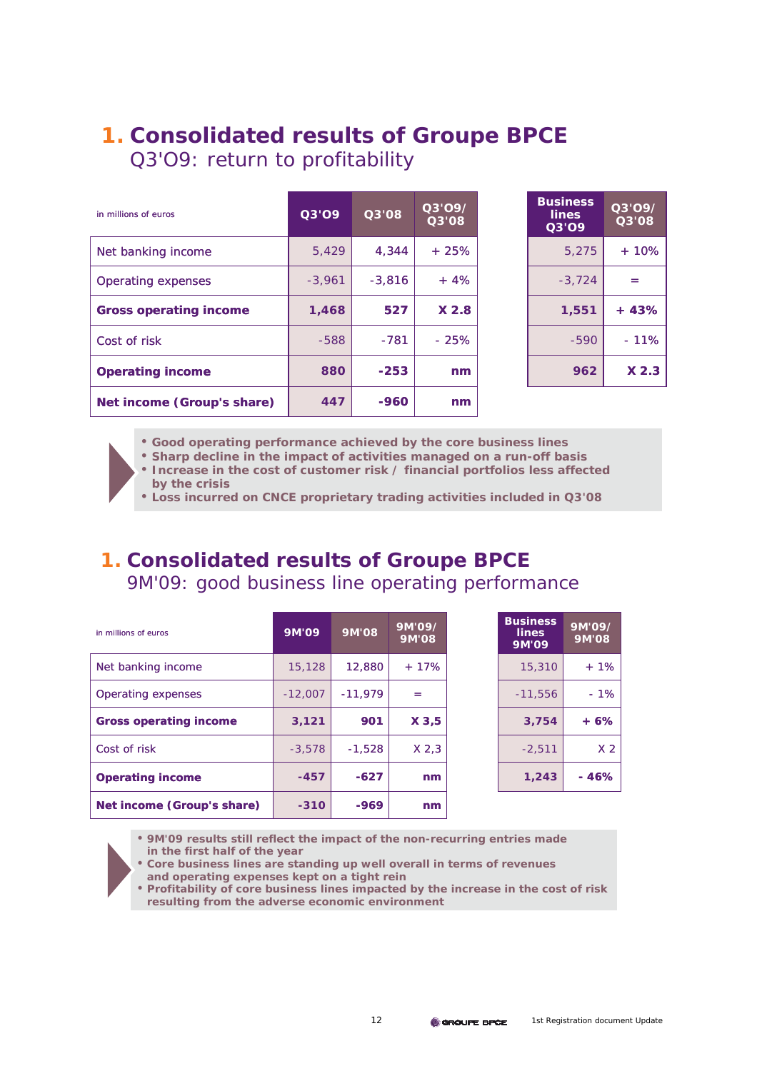# 1. Consolidated results of Groupe BPCE
## Q3'09: return to profitability

| in millions of euros | Q3'09 | Q3'08 | Q3'09/ Q3'08 |
|---|---|---|---|
| Net banking income | 5,429 | 4,344 | + 25% |
| Operating expenses | -3,961 | -3,816 | + 4% |
| **Gross operating income** | **1,468** | **527** | **X 2.8** |
| Cost of risk | -588 | -781 | - 25% |
| **Operating income** | **880** | **-253** | **nm** |
| **Net income (Group's share)** | **447** | **-960** | **nm** |

| | Business lines Q3'09 | Q3'09/ Q3'08 |
|---|---|---|
| Net banking income | 5,275 | + 10% |
| Operating expenses | -3,724 | = |
| **Gross operating income** | **1,551** | **+ 43%** |
| Cost of risk | -590 | - 11% |
| **Operating income** | **962** | **X 2.3** |

- **Good operating performance achieved by the core business lines**
- **Sharp decline in the impact of activities managed on a run-off basis**
- **Increase in the cost of customer risk / financial portfolios less affected by the crisis**
- **Loss incurred on CNCE proprietary trading activities included in Q3'08**

# 1. Consolidated results of Groupe BPCE
## 9M'09: good business line operating performance

| in millions of euros | 9M'09 | 9M'08 | 9M'09/ 9M'08 |
|---|---|---|---|
| Net banking income | 15,128 | 12,880 | + 17% |
| Operating expenses | -12,007 | -11,979 | = |
| **Gross operating income** | **3,121** | **901** | **X 3,5** |
| Cost of risk | -3,578 | -1,528 | X 2,3 |
| **Operating income** | **-457** | **-627** | **nm** |
| **Net income (Group's share)** | **-310** | **-969** | **nm** |

| | Business lines 9M'09 | 9M'09/ 9M'08 |
|---|---|---|
| Net banking income | 15,310 | + 1% |
| Operating expenses | -11,556 | - 1% |
| **Gross operating income** | **3,754** | **+ 6%** |
| Cost of risk | -2,511 | X 2 |
| **Operating income** | **1,243** | **- 46%** |

- **9M'09 results still reflect the impact of the non-recurring entries made in the first half of the year**
- **Core business lines are standing up well overall in terms of revenues and operating expenses kept on a tight rein**
- **Profitability of core business lines impacted by the increase in the cost of risk resulting from the adverse economic environment**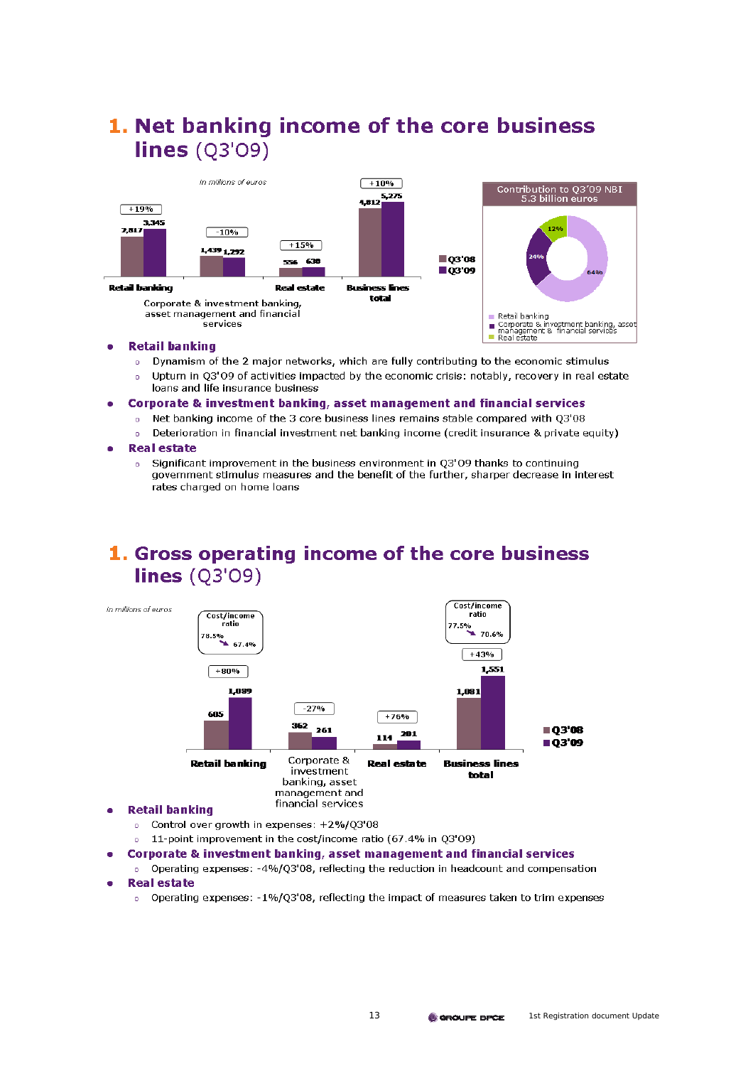# 1. Net banking income of the core business lines (Q3'09)

*in millions of euros*

| | Q3'08 | Q3'09 | Change |
|---|---|---|---|
| Retail banking | 2,817 | 3,345 | +19% |
| Corporate & investment banking, asset management and financial services | 1,439 | 1,292 | -10% |
| Real estate | 556 | 638 | +15% |
| Business lines total | 4,812 | 5,275 | +10% |

**Contribution to Q3'09 NBI 5.3 billion euros**

- Retail banking: 64%
- Corporate & investment banking, asset management & financial services: 24%
- Real estate: 12%

- **Retail banking**
  - Dynamism of the 2 major networks, which are fully contributing to the economic stimulus
  - Upturn in Q3'09 of activities impacted by the economic crisis: notably, recovery in real estate loans and life insurance business
- **Corporate & investment banking, asset management and financial services**
  - Net banking income of the 3 core business lines remains stable compared with Q3'08
  - Deterioration in financial investment net banking income (credit insurance & private equity)
- **Real estate**
  - Significant improvement in the business environment in Q3'09 thanks to continuing government stimulus measures and the benefit of the further, sharper decrease in interest rates charged on home loans

# 1. Gross operating income of the core business lines (Q3'09)

*in millions of euros*

| | Q3'08 | Q3'09 | Change | Cost/income ratio |
|---|---|---|---|---|
| Retail banking | 605 | 1,089 | +80% | 78.5% → 67.4% |
| Corporate & investment banking, asset management and financial services | 362 | 261 | -27% | |
| Real estate | 114 | 201 | +76% | |
| Business lines total | 1,081 | 1,551 | +43% | 77.5% → 70.6% |

- **Retail banking**
  - Control over growth in expenses: +2%/Q3'08
  - 11-point improvement in the cost/income ratio (67.4% in Q3'09)
- **Corporate & investment banking, asset management and financial services**
  - Operating expenses: -4%/Q3'08, reflecting the reduction in headcount and compensation
- **Real estate**
  - Operating expenses: -1%/Q3'08, reflecting the impact of measures taken to trim expenses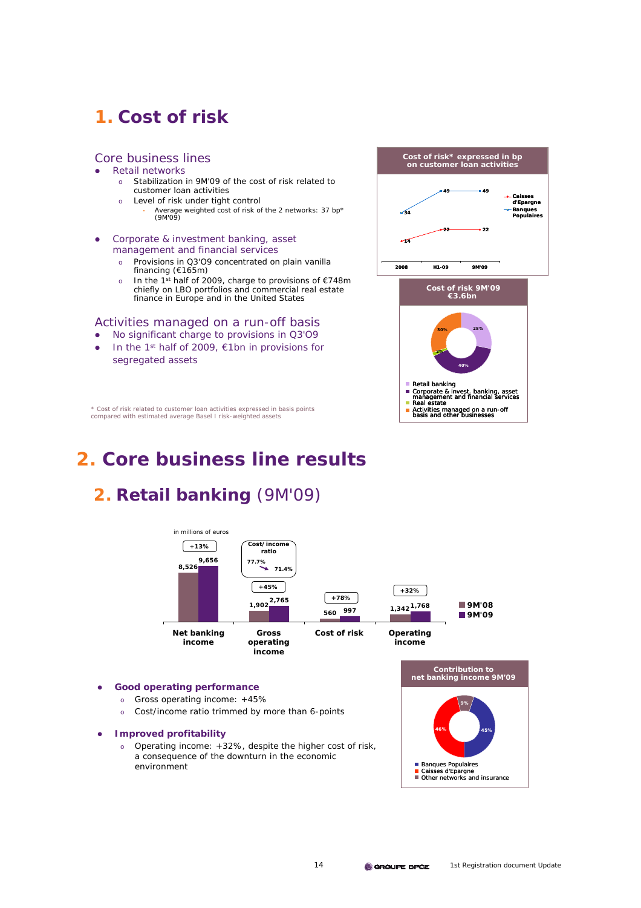# 1. Cost of risk

## Core business lines

- Retail networks
  - Stabilization in 9M'09 of the cost of risk related to customer loan activities
  - Level of risk under tight control
    - Average weighted cost of risk of the 2 networks: 37 bp* (9M'09)

- Corporate & investment banking, asset management and financial services
  - Provisions in Q3'09 concentrated on plain vanilla financing (€165m)
  - In the 1st half of 2009, charge to provisions of €748m chiefly on LBO portfolios and commercial real estate finance in Europe and in the United States

## Activities managed on a run-off basis

- No significant charge to provisions in Q3'09
- In the 1st half of 2009, €1bn in provisions for segregated assets

\* Cost of risk related to customer loan activities expressed in basis points compared with estimated average Basel I risk-weighted assets

**Cost of risk* expressed in bp on customer loan activities**

| | 2008 | H1-09 | 9M'09 |
|---|---|---|---|
| Caisses d'Epargne | 14 | 22 | 22 |
| Banques Populaires | 34 | 49 | 49 |

**Cost of risk 9M'09 €3.6bn**

| | % |
|---|---|
| Retail banking | 28% |
| Corporate & invest. banking, asset management and financial services | 40% |
| Real estate | 2% |
| Activities managed on a run-off basis and other businesses | 30% |

# 2. Core business line results

## 2. Retail banking (9M'09)

in millions of euros

| | 9M'08 | 9M'09 | Change |
|---|---|---|---|
| Net banking income | 8,526 | 9,656 | +13% |
| Gross operating income | 1,902 | 2,765 | +45% |
| Cost of risk | 560 | 997 | +78% |
| Operating income | 1,342 | 1,768 | +32% |

Cost/income ratio: 77.7% → 71.4%

- **Good operating performance**
  - Gross operating income: +45%
  - Cost/income ratio trimmed by more than 6-points

- **Improved profitability**
  - Operating income: +32%, despite the higher cost of risk, a consequence of the downturn in the economic environment

**Contribution to net banking income 9M'09**

| | % |
|---|---|
| Banques Populaires | 45% |
| Caisses d'Epargne | 46% |
| Other networks and insurance | 9% |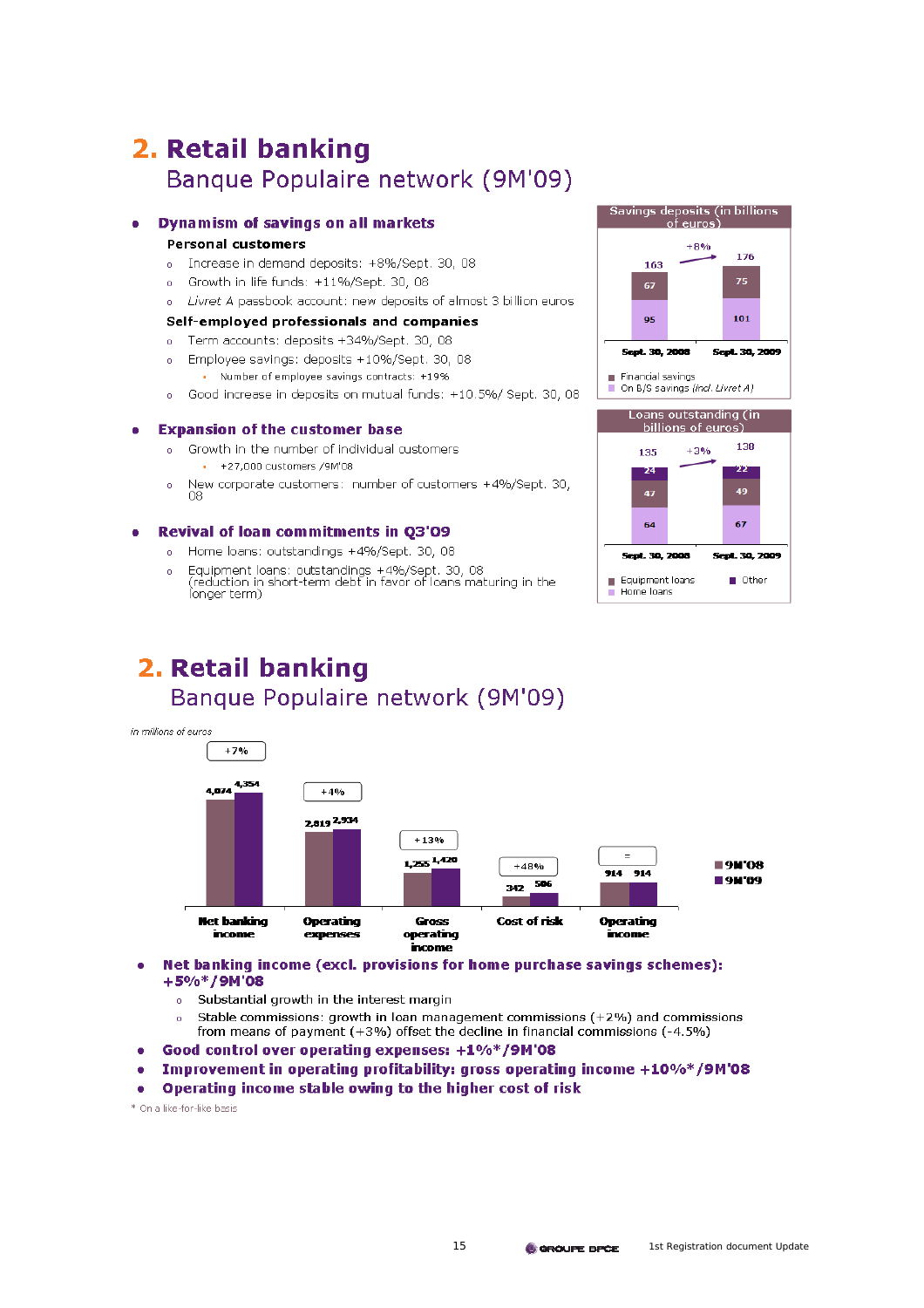# 2. Retail banking

## Banque Populaire network (9M'09)

- **Dynamism of savings on all markets**
  - **Personal customers**
    - Increase in demand deposits: +8%/Sept. 30, 08
    - Growth in life funds: +11%/Sept. 30, 08
    - *Livret A* passbook account: new deposits of almost 3 billion euros
  - **Self-employed professionals and companies**
    - Term accounts: deposits +34%/Sept. 30, 08
    - Employee savings: deposits +10%/Sept. 30, 08
      - Number of employee savings contracts: +19%
    - Good increase in deposits on mutual funds: +10.5%/ Sept. 30, 08
- **Expansion of the customer base**
  - Growth in the number of individual customers
    - +27,000 customers /9M'08
  - New corporate customers: number of customers +4%/Sept. 30, 08
- **Revival of loan commitments in Q3'09**
  - Home loans: outstandings +4%/Sept. 30, 08
  - Equipment loans: outstandings +4%/Sept. 30, 08 (reduction in short-term debt in favor of loans maturing in the longer term)

**Savings deposits (in billions of euros)**

| | Sept. 30, 2008 | Sept. 30, 2009 |
|---|---|---|
| Financial savings | 67 | 75 |
| On B/S savings *(incl. Livret A)* | 95 | 101 |
| Total | 163 | 176 |

+8%

**Loans outstanding (in billions of euros)**

| | Sept. 30, 2008 | Sept. 30, 2009 |
|---|---|---|
| Other | 24 | 22 |
| Equipment loans | 47 | 49 |
| Home loans | 64 | 67 |
| Total | 135 | 138 |

+3%

# 2. Retail banking

## Banque Populaire network (9M'09)

*in millions of euros*

| | 9M'08 | 9M'09 | Change |
|---|---|---|---|
| Net banking income | 4,074 | 4,354 | +7% |
| Operating expenses | 2,819 | 2,934 | +4% |
| Gross operating income | 1,255 | 1,420 | +13% |
| Cost of risk | 342 | 506 | +48% |
| Operating income | 914 | 914 | = |

- **Net banking income (excl. provisions for home purchase savings schemes): +5%\*/9M'08**
  - Substantial growth in the interest margin
  - Stable commissions: growth in loan management commissions (+2%) and commissions from means of payment (+3%) offset the decline in financial commissions (-4.5%)
- **Good control over operating expenses: +1%\*/9M'08**
- **Improvement in operating profitability: gross operating income +10%\*/9M'08**
- **Operating income stable owing to the higher cost of risk**

\* On a like-for-like basis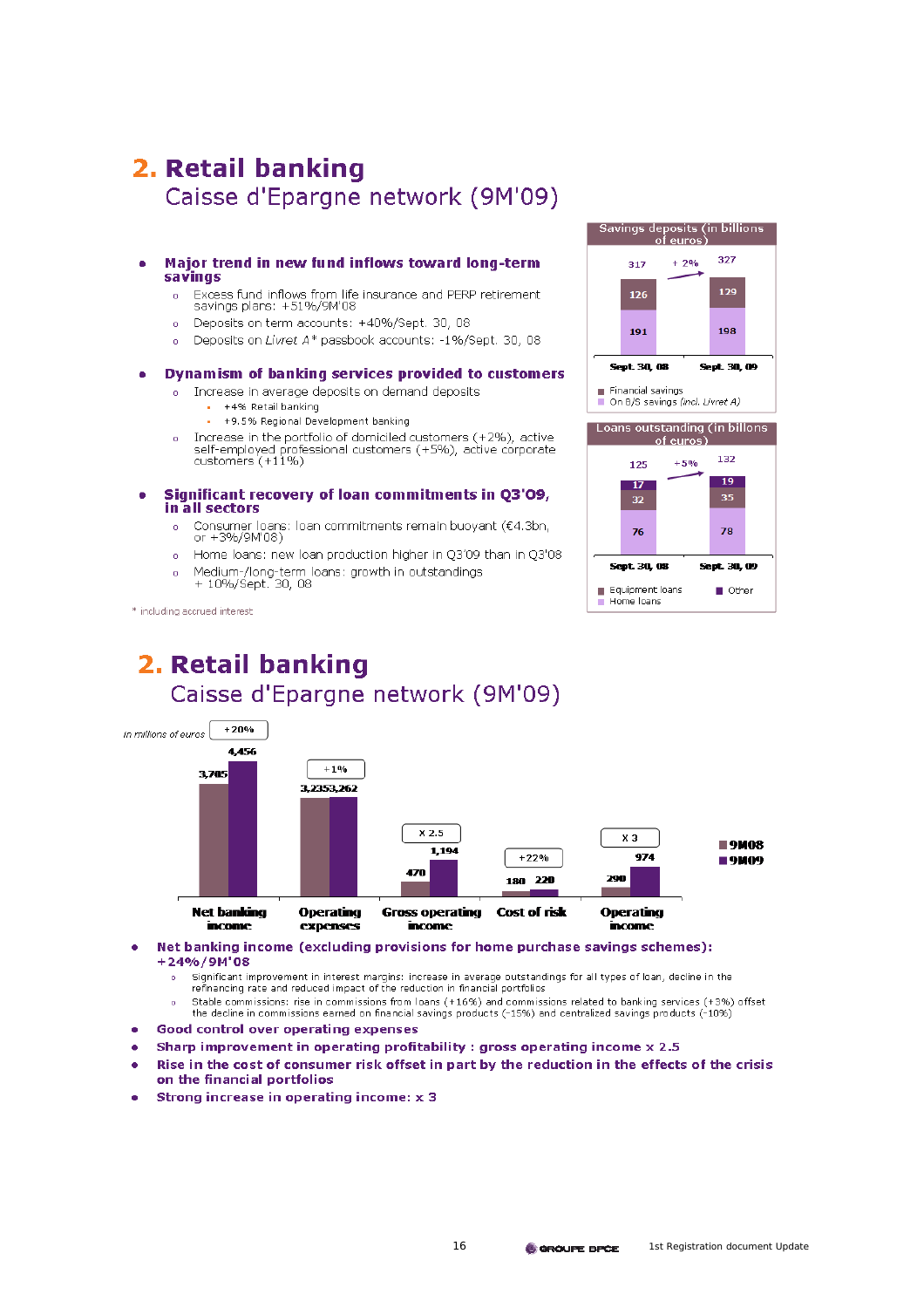# 2. Retail banking
## Caisse d'Epargne network (9M'09)

- **Major trend in new fund inflows toward long-term savings**
  - Excess fund inflows from life insurance and PERP retirement savings plans: +51%/9M'08
  - Deposits on term accounts: +40%/Sept. 30, 08
  - Deposits on *Livret A\** passbook accounts: -1%/Sept. 30, 08
- **Dynamism of banking services provided to customers**
  - Increase in average deposits on demand deposits
    - +4% Retail banking
    - +9.5% Regional Development banking
  - Increase in the portfolio of domiciled customers (+2%), active self-employed professional customers (+5%), active corporate customers (+11%)
- **Significant recovery of loan commitments in Q3'09, in all sectors**
  - Consumer loans: loan commitments remain buoyant (€4.3bn, or +3%/9M'08)
  - Home loans: new loan production higher in Q3'09 than in Q3'08
  - Medium-/long-term loans: growth in outstandings + 10%/Sept. 30, 08

\* including accrued interest

**Savings deposits (in billions of euros)**

| | Sept. 30, 08 | Sept. 30, 09 |
|---|---|---|
| Financial savings | 126 | 129 |
| On B/S savings (incl. Livret A) | 191 | 198 |
| Total | 317 | 327 (+2%) |

**Loans outstanding (in billions of euros)**

| | Sept. 30, 08 | Sept. 30, 09 |
|---|---|---|
| Other | 17 | 19 |
| Equipment loans | 32 | 35 |
| Home loans | 76 | 78 |
| Total | 125 | 132 (+5%) |

# 2. Retail banking
## Caisse d'Epargne network (9M'09)

*In millions of euros*

| | 9M08 | 9M09 | Change |
|---|---|---|---|
| Net banking income | 3,705 | 4,456 | +20% |
| Operating expenses | 3,235 | 3,262 | +1% |
| Gross operating income | 470 | 1,194 | x 2.5 |
| Cost of risk | 180 | 220 | +22% |
| Operating income | 290 | 974 | x 3 |

- **Net banking income (excluding provisions for home purchase savings schemes): +24%/9M'08**
  - Significant improvement in interest margins: increase in average outstandings for all types of loan, decline in the refinancing rate and reduced impact of the reduction in financial portfolios
  - Stable commissions: rise in commissions from loans (+16%) and commissions related to banking services (+3%) offset the decline in commissions earned on financial savings products (-15%) and centralized savings products (-10%)
- **Good control over operating expenses**
- **Sharp improvement in operating profitability : gross operating income x 2.5**
- **Rise in the cost of consumer risk offset in part by the reduction in the effects of the crisis on the financial portfolios**
- **Strong increase in operating income: x 3**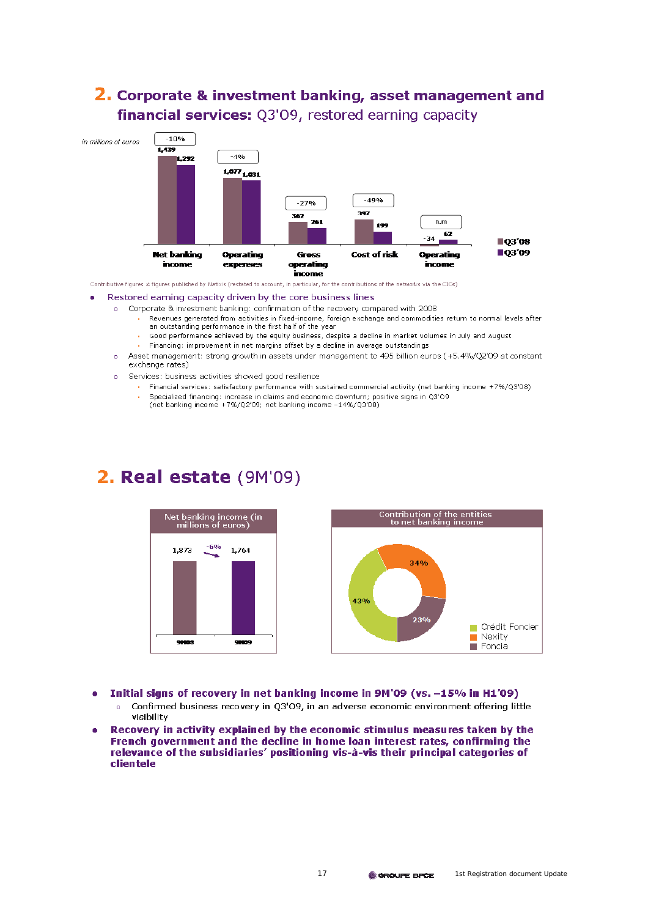## 2. Corporate & investment banking, asset management and financial services: Q3'09, restored earning capacity

*In millions of euros*

| | Q3'08 | Q3'09 | Change |
|---|---|---|---|
| Net banking income | 1,439 | 1,292 | -10% |
| Operating expenses | 1,077 | 1,031 | -4% |
| Gross operating income | 362 | 261 | -27% |
| Cost of risk | 397 | 199 | -49% |
| Operating income | -34 | 62 | n.m |

Contributive figures ≠ figures published by Natixis (restated to account, in particular, for the contributions of the networks via the CICs)

- Restored earning capacity driven by the core business lines
  - Corporate & investment banking: confirmation of the recovery compared with 2008
    - Revenues generated from activities in fixed-income, foreign exchange and commodities return to normal levels after an outstanding performance in the first half of the year
    - Good performance achieved by the equity business, despite a decline in market volumes in July and August
    - Financing: improvement in net margins offset by a decline in average outstandings
  - Asset management: strong growth in assets under management to 495 billion euros (+5.4%/Q2'09 at constant exchange rates)
  - Services: business activities showed good resilience
    - Financial services: satisfactory performance with sustained commercial activity (net banking income +7%/Q3'08)
    - Specialized financing: increase in claims and economic downturn; positive signs in Q3'09 (net banking income +7%/Q2'09; net banking income -14%/Q3'08)

## 2. Real estate (9M'09)

**Net banking income (in millions of euros)**

| 9M08 | 9M09 | Change |
|---|---|---|
| 1,873 | 1,764 | -6% |

**Contribution of the entities to net banking income**

| Entity | Share |
|---|---|
| Crédit Foncier | 43% |
| Nexity | 34% |
| Foncia | 23% |

- **Initial signs of recovery in net banking income in 9M'09 (vs. –15% in H1'09)**
  - Confirmed business recovery in Q3'09, in an adverse economic environment offering little visibility
- **Recovery in activity explained by the economic stimulus measures taken by the French government and the decline in home loan interest rates, confirming the relevance of the subsidiaries' positioning vis-à-vis their principal categories of clientele**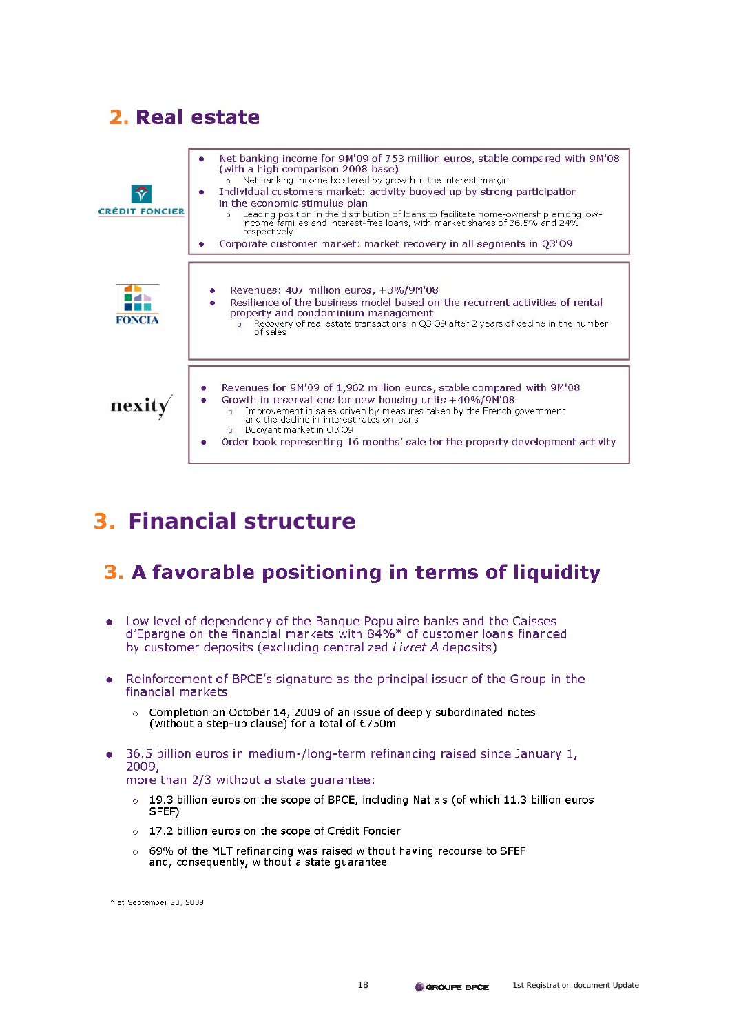## 2. Real estate

**CRÉDIT FONCIER**

- Net banking income for 9M'09 of 753 million euros, stable compared with 9M'08 (with a high comparison 2008 base)
  - Net banking income bolstered by growth in the interest margin
- Individual customers market: activity buoyed up by strong participation in the economic stimulus plan
  - Leading position in the distribution of loans to facilitate home-ownership among low-income families and interest-free loans, with market shares of 36.5% and 24% respectively
- Corporate customer market: market recovery in all segments in Q3'09

**FONCIA**

- Revenues: 407 million euros, +3%/9M'08
- Resilience of the business model based on the recurrent activities of rental property and condominium management
  - Recovery of real estate transactions in Q3'09 after 2 years of decline in the number of sales

**nexity**

- Revenues for 9M'09 of 1,962 million euros, stable compared with 9M'08
- Growth in reservations for new housing units +40%/9M'08
  - Improvement in sales driven by measures taken by the French government and the decline in interest rates on loans
  - Buoyant market in Q3'09
- Order book representing 16 months' sale for the property development activity

# 3. Financial structure

## 3. A favorable positioning in terms of liquidity

- Low level of dependency of the Banque Populaire banks and the Caisses d'Epargne on the financial markets with 84%* of customer loans financed by customer deposits (excluding centralized *Livret A* deposits)
- Reinforcement of BPCE's signature as the principal issuer of the Group in the financial markets
  - Completion on October 14, 2009 of an issue of deeply subordinated notes (without a step-up clause) for a total of €750m
- 36.5 billion euros in medium-/long-term refinancing raised since January 1, 2009,
  more than 2/3 without a state guarantee:
  - 19.3 billion euros on the scope of BPCE, including Natixis (of which 11.3 billion euros SFEF)
  - 17.2 billion euros on the scope of Crédit Foncier
  - 69% of the MLT refinancing was raised without having recourse to SFEF and, consequently, without a state guarantee

\* at September 30, 2009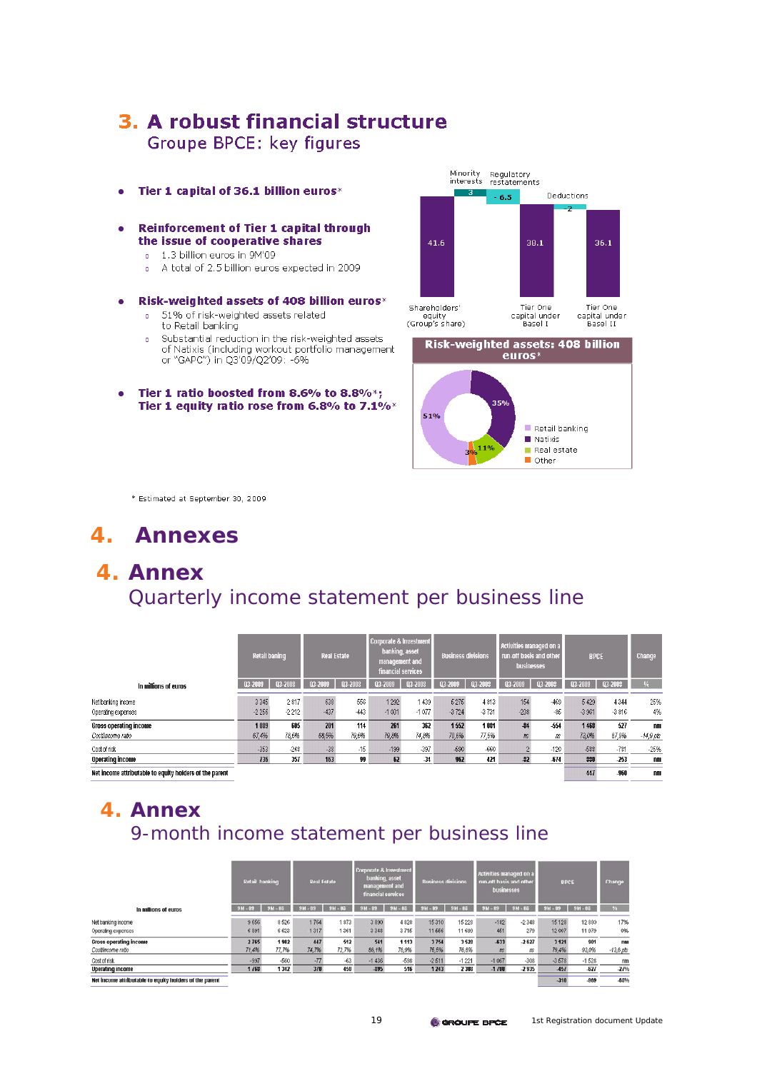# 3. A robust financial structure

## Groupe BPCE: key figures

- **Tier 1 capital of 36.1 billion euros***
- **Reinforcement of Tier 1 capital through the issue of cooperative shares**
  - 1.3 billion euros in 9M'09
  - A total of 2.5 billion euros expected in 2009
- **Risk-weighted assets of 408 billion euros***
  - 51% of risk-weighted assets related to Retail banking
  - Substantial reduction in the risk-weighted assets of Natixis (including workout portfolio management or "GAPC") in Q3'09/Q2'09: -6%
- **Tier 1 ratio boosted from 8.6% to 8.8%*; Tier 1 equity ratio rose from 6.8% to 7.1%***

Minority interests: 3 | Regulatory restatements: -6.5 | Deductions: -2

Shareholders' equity (Group's share): 41.6 | Tier One capital under Basel I: 38.1 | Tier One capital under Basel II: 36.1

**Risk-weighted assets: 408 billion euros***

- Retail banking: 51%
- Natixis: 35%
- Real estate: 11%
- Other: 3%

\* Estimated at September 30, 2009

# 4. Annexes

# 4. Annex

## Quarterly income statement per business line

| In millions of euros | Retail banking | | Real Estate | | Corporate & Investment banking, asset management and financial services | | Business divisions | | Activities managed on a run-off basis and other businesses | | BPCE | | Change |
|---|---|---|---|---|---|---|---|---|---|---|---|---|---|
| | Q3-2009 | Q3-2008 | Q3-2009 | Q3-2008 | Q3-2009 | Q3-2008 | Q3-2009 | Q3-2008 | Q3-2009 | Q3-2008 | Q3-2009 | Q3-2008 | % |
| Net banking income | 3 345 | 2 817 | 638 | 558 | 1 292 | 1 439 | 5 276 | 4 813 | 154 | -469 | 5 429 | 4 344 | 25% |
| Operating expenses | -2 256 | -2 212 | -437 | -443 | -1 031 | -1 077 | -3 724 | -3 731 | -238 | -85 | -3 961 | -3 816 | 4% |
| **Gross operating income** | **1 089** | **605** | **201** | **114** | **261** | **362** | **1 552** | **1 081** | **-84** | **-554** | **1 468** | **527** | **nm** |
| *Cost/income ratio* | *67,4%* | *78,6%* | *68,5%* | *79,6%* | *79,8%* | *74,8%* | *70,6%* | *77,5%* | *ns* | *ns* | *73,0%* | *87,9%* | *-14,9 pts* |
| Cost of risk | -353 | -248 | -38 | -15 | -199 | -397 | -590 | -660 | 2 | -120 | -588 | -781 | -25% |
| **Operating income** | **736** | **357** | **163** | **99** | **62** | **-34** | **962** | **421** | **-82** | **-674** | **880** | **-253** | **nm** |
| **Net income attributable to equity holders of the parent** | | | | | | | | | | | **447** | **-960** | **nm** |

# 4. Annex

## 9-month income statement per business line

| In millions of euros | Retail banking | | Real Estate | | Corporate & Investment banking, asset management and financial services | | Business divisions | | Activities managed on a run-off basis and other businesses | | BPCE | | Change |
|---|---|---|---|---|---|---|---|---|---|---|---|---|---|
| | 9M - 09 | 9M - 08 | 9M - 09 | 9M - 08 | 9M - 09 | 9M - 08 | 9M - 09 | 9M - 08 | 9M - 09 | 9M - 08 | 9M - 09 | 9M - 08 | % |
| Net banking income | 9 656 | 8 526 | 1 764 | 1 873 | 3 890 | 4 828 | 15 310 | 15 228 | -182 | -2 348 | 15 128 | 12 880 | 17% |
| Operating expenses | 6 891 | 6 623 | 1 317 | 1 361 | 3 348 | 3 715 | 11 556 | 11 699 | 451 | 279 | 12 007 | 11 979 | 0% |
| **Gross operating income** | **2 765** | **1 902** | **447** | **512** | **541** | **1 113** | **3 754** | **3 528** | **-633** | **-2 627** | **3 121** | **901** | **nm** |
| *Cost/income ratio* | *71,4%* | *77,7%* | *74,7%* | *72,7%* | *86,1%* | *76,9%* | *75,5%* | *76,8%* | *ns* | *ns* | *79,4%* | *93,0%* | *-13,6 pts* |
| Cost of risk | -997 | -590 | -77 | -63 | -1 436 | -598 | -2 511 | -1 221 | -1 067 | -308 | -3 578 | -1 528 | nm |
| **Operating income** | **1 768** | **1 312** | **370** | **450** | **-895** | **516** | **1 243** | **2 308** | **-1 700** | **-2 935** | **-457** | **-627** | **-27%** |
| **Net income attributable to equity holders of the parent** | | | | | | | | | | | **-310** | **-909** | **-66%** |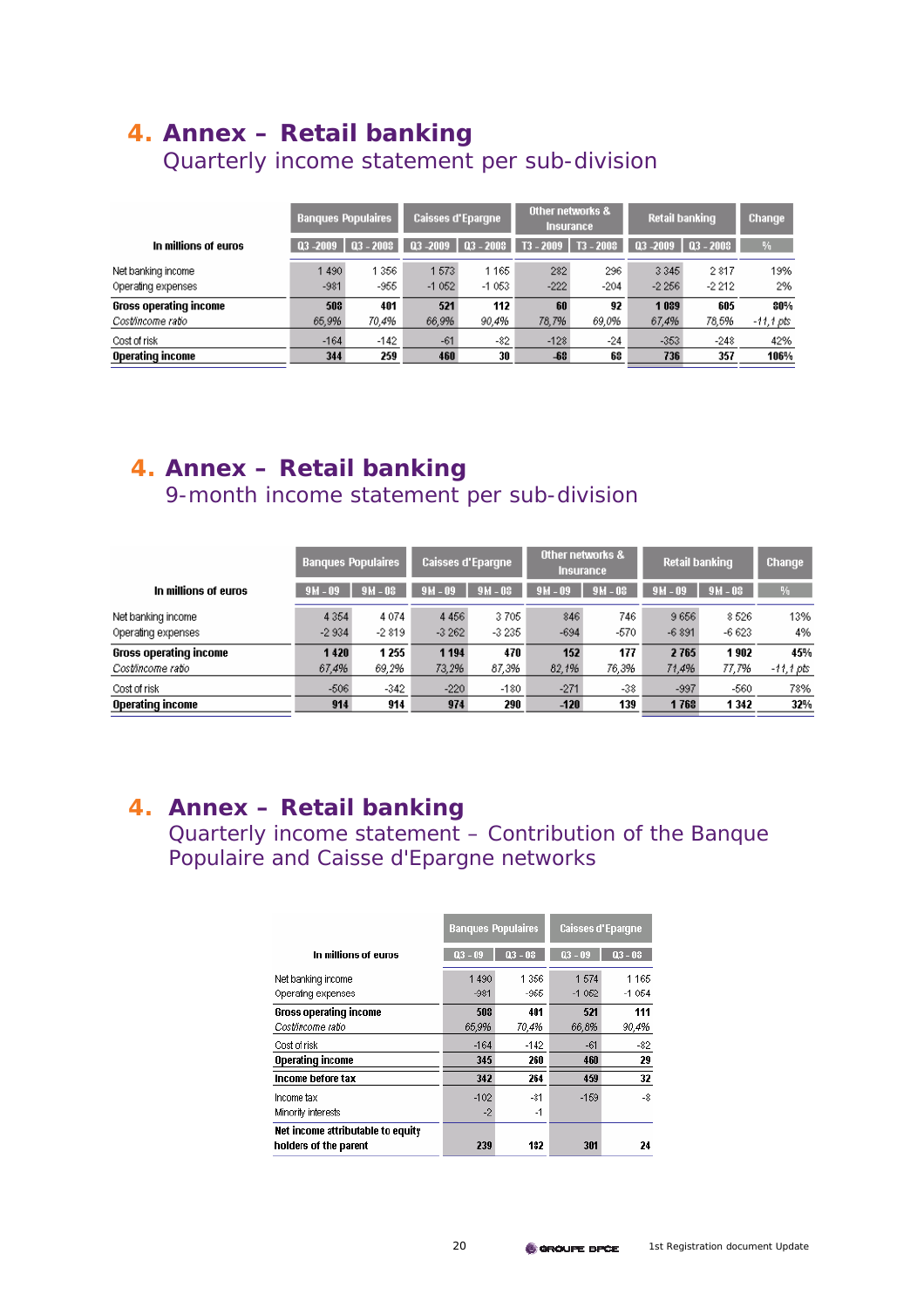# 4. Annex – Retail banking

## Quarterly income statement per sub-division

| In millions of euros | Banques Populaires | | Caisses d'Epargne | | Other networks & Insurance | | Retail banking | | Change |
|---|---|---|---|---|---|---|---|---|---|
| | Q3 -2009 | Q3 - 2008 | Q3 -2009 | Q3 - 2008 | T3 - 2009 | T3 - 2008 | Q3 -2009 | Q3 - 2008 | % |
| Net banking income | 1 490 | 1 356 | 1 573 | 1 165 | 282 | 296 | 3 345 | 2 817 | 19% |
| Operating expenses | -981 | -955 | -1 052 | -1 053 | -222 | -204 | -2 256 | -2 212 | 2% |
| **Gross operating income** | **508** | **401** | **521** | **112** | **60** | **92** | **1 089** | **605** | **80%** |
| *Cost/income ratio* | *65,9%* | *70,4%* | *66,9%* | *90,4%* | *78,7%* | *69,0%* | *67,4%* | *78,5%* | *-11,1 pts* |
| Cost of risk | -164 | -142 | -61 | -82 | -128 | -24 | -353 | -248 | 42% |
| **Operating income** | **344** | **259** | **460** | **30** | **-68** | **68** | **736** | **357** | **106%** |

# 4. Annex – Retail banking

## 9-month income statement per sub-division

| In millions of euros | Banques Populaires | | Caisses d'Epargne | | Other networks & Insurance | | Retail banking | | Change |
|---|---|---|---|---|---|---|---|---|---|
| | 9M - 09 | 9M - 08 | 9M - 09 | 9M - 08 | 9M - 09 | 9M - 08 | 9M - 09 | 9M - 08 | % |
| Net banking income | 4 354 | 4 074 | 4 456 | 3 705 | 846 | 746 | 9 656 | 8 526 | 13% |
| Operating expenses | -2 934 | -2 819 | -3 262 | -3 235 | -694 | -570 | -6 891 | -6 623 | 4% |
| **Gross operating income** | **1 420** | **1 255** | **1 194** | **470** | **152** | **177** | **2 765** | **1 902** | **45%** |
| *Cost/income ratio* | *67,4%* | *69,2%* | *73,2%* | *87,3%* | *82,1%* | *76,3%* | *71,4%* | *77,7%* | *-11,1 pts* |
| Cost of risk | -506 | -342 | -220 | -180 | -271 | -38 | -997 | -560 | 78% |
| **Operating income** | **914** | **914** | **974** | **290** | **-120** | **139** | **1 768** | **1 342** | **32%** |

# 4. Annex – Retail banking

## Quarterly income statement – Contribution of the Banque Populaire and Caisse d'Epargne networks

| In millions of euros | Banques Populaires | | Caisses d'Epargne | |
|---|---|---|---|---|
| | Q3 - 09 | Q3 - 08 | Q3 - 09 | Q3 - 08 |
| Net banking income | 1 490 | 1 356 | 1 574 | 1 165 |
| Operating expenses | -981 | -955 | -1 052 | -1 054 |
| **Gross operating income** | **508** | **401** | **521** | **111** |
| *Cost/income ratio* | *65,9%* | *70,4%* | *66,8%* | *90,4%* |
| Cost of risk | -164 | -142 | -61 | -82 |
| **Operating income** | **345** | **260** | **460** | **29** |
| **Income before tax** | **342** | **264** | **459** | **32** |
| Income tax | -102 | -81 | -159 | -8 |
| Minority interests | -2 | -1 | | |
| **Net income attributable to equity holders of the parent** | **239** | **182** | **301** | **24** |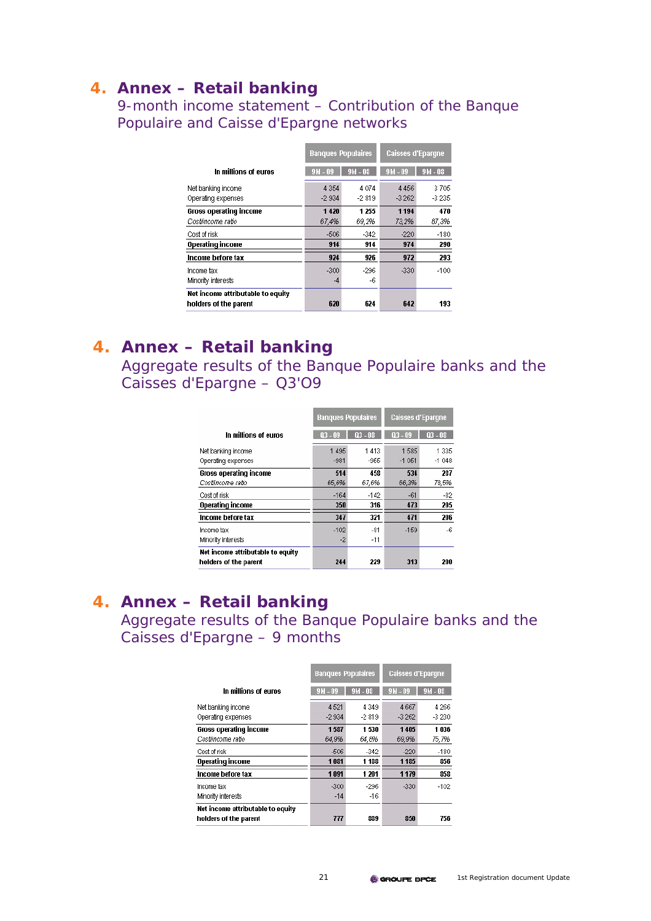# 4. Annex – Retail banking

## 9-month income statement – Contribution of the Banque Populaire and Caisse d'Epargne networks

| In millions of euros | Banques Populaires | | Caisses d'Epargne | |
|---|---|---|---|---|
| | 9M - 09 | 9M - 08 | 9M - 09 | 9M - 08 |
| Net banking income | 4 354 | 4 074 | 4 456 | 3 705 |
| Operating expenses | -2 934 | -2 819 | -3 262 | -3 235 |
| **Gross operating income** | **1 420** | **1 255** | **1 194** | **470** |
| *Cost/income ratio* | *67,4%* | *69,2%* | *73,2%* | *87,3%* |
| Cost of risk | -506 | -342 | -220 | -180 |
| **Operating income** | **914** | **914** | **974** | **290** |
| **Income before tax** | **924** | **926** | **972** | **293** |
| Income tax | -300 | -296 | -330 | -100 |
| Minority interests | -4 | -6 | | |
| **Net income attributable to equity holders of the parent** | **620** | **624** | **642** | **193** |

# 4. Annex – Retail banking

## Aggregate results of the Banque Populaire banks and the Caisses d'Epargne – Q3'09

| In millions of euros | Banques Populaires | | Caisses d'Epargne | |
|---|---|---|---|---|
| | Q3 - 09 | Q3 - 08 | Q3 - 09 | Q3 - 08 |
| Net banking income | 1 495 | 1 413 | 1 585 | 1 335 |
| Operating expenses | -981 | -955 | -1 051 | -1 048 |
| **Gross operating income** | **514** | **458** | **534** | **287** |
| *Cost/income ratio* | *65,6%* | *67,6%* | *66,3%* | *78,5%* |
| Cost of risk | -164 | -142 | -61 | -82 |
| **Operating income** | **350** | **316** | **473** | **205** |
| **Income before tax** | **347** | **321** | **471** | **206** |
| Income tax | -102 | -81 | -159 | -6 |
| Minority interests | -2 | -11 | | |
| **Net income attributable to equity holders of the parent** | **244** | **229** | **313** | **200** |

# 4. Annex – Retail banking

## Aggregate results of the Banque Populaire banks and the Caisses d'Epargne – 9 months

| In millions of euros | Banques Populaires | | Caisses d'Epargne | |
|---|---|---|---|---|
| | 9M - 09 | 9M - 08 | 9M - 09 | 9M - 08 |
| Net banking income | 4 521 | 4 349 | 4 667 | 4 266 |
| Operating expenses | -2 934 | -2 819 | -3 262 | -3 230 |
| **Gross operating income** | **1 587** | **1 530** | **1 405** | **1 036** |
| *Cost/income ratio* | *64,9%* | *64,8%* | *69,9%* | *75,7%* |
| Cost of risk | -506 | -342 | -220 | -180 |
| **Operating income** | **1 081** | **1 188** | **1 185** | **856** |
| **Income before tax** | **1 091** | **1 201** | **1 179** | **858** |
| Income tax | -300 | -296 | -330 | -102 |
| Minority interests | -14 | -16 | | |
| **Net income attributable to equity holders of the parent** | **777** | **889** | **850** | **756** |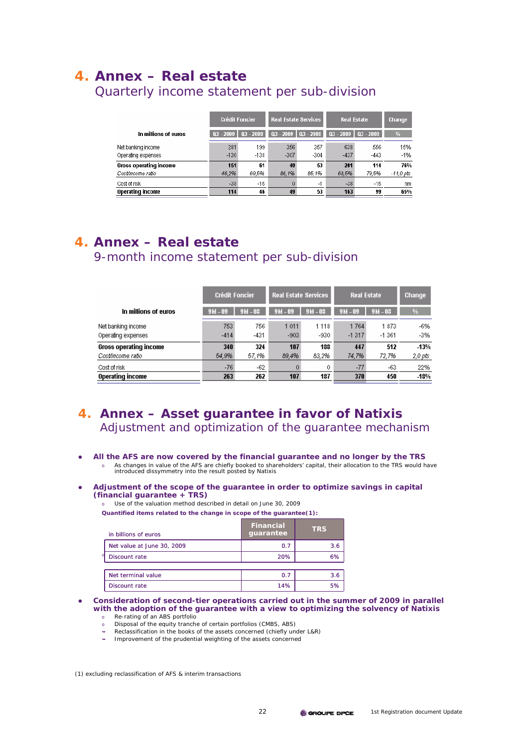# 4. Annex – Real estate

## Quarterly income statement per sub-division

| In millions of euros | Crédit Foncier | | Real Estate Services | | Real Estate | | Change |
|---|---|---|---|---|---|---|---|
| | Q3 - 2009 | Q3 - 2008 | Q3 - 2009 | Q3 - 2008 | Q3 - 2009 | Q3 - 2008 | % |
| Net banking income | 281 | 199 | 356 | 357 | 638 | 556 | 15% |
| Operating expenses | -130 | -138 | -307 | -304 | -437 | -443 | -1% |
| **Gross operating income** | **151** | **61** | **49** | **53** | **201** | **114** | **76%** |
| *Cost/income ratio* | *46,2%* | *69,5%* | *86,1%* | *85,1%* | *68,5%* | *79,5%* | *-11,0 pts* |
| Cost of risk | -38 | -15 | 0 | -1 | -38 | -15 | nm |
| **Operating income** | **114** | **46** | **49** | **53** | **163** | **99** | **65%** |

# 4. Annex – Real estate

## 9-month income statement per sub-division

| In millions of euros | Crédit Foncier | | Real Estate Services | | Real Estate | | Change |
|---|---|---|---|---|---|---|---|
| | 9M - 09 | 9M - 08 | 9M - 09 | 9M - 08 | 9M - 09 | 9M - 08 | % |
| Net banking income | 753 | 756 | 1 011 | 1 118 | 1 764 | 1 873 | -6% |
| Operating expenses | -414 | -431 | -903 | -930 | -1 317 | -1 361 | -3% |
| **Gross operating income** | **340** | **324** | **107** | **188** | **447** | **512** | **-13%** |
| *Cost/income ratio* | *54,9%* | *57,1%* | *89,4%* | *83,2%* | *74,7%* | *72,7%* | *2,0 pts* |
| Cost of risk | -76 | -62 | 0 | 0 | -77 | -63 | 22% |
| **Operating income** | **263** | **262** | **107** | **187** | **370** | **450** | **-18%** |

# 4. Annex – Asset guarantee in favor of Natixis

## Adjustment and optimization of the guarantee mechanism

- **All the AFS are now covered by the financial guarantee and no longer by the TRS**
  - As changes in value of the AFS are chiefly booked to shareholders' capital, their allocation to the TRS would have introduced dissymmetry into the result posted by Natixis

- **Adjustment of the scope of the guarantee in order to optimize savings in capital (financial guarantee + TRS)**
  - Use of the valuation method described in detail on June 30, 2009

**Quantified items related to the change in scope of the guarantee(1):**

| in billions of euros | Financial guarantee | TRS |
|---|---|---|
| Net value at June 30, 2009 | 0.7 | 3.6 |
| Discount rate | 20% | 6% |
| Net terminal value | 0.7 | 3.6 |
| Discount rate | 14% | 5% |

- **Consideration of second-tier operations carried out in the summer of 2009 in parallel with the adoption of the guarantee with a view to optimizing the solvency of Natixis**
  - Re-rating of an ABS portfolio
  - Disposal of the equity tranche of certain portfolios (CMBS, ABS)
    - Reclassification in the books of the assets concerned (chiefly under L&R)
    - Improvement of the prudential weighting of the assets concerned

(1) excluding reclassification of AFS & interim transactions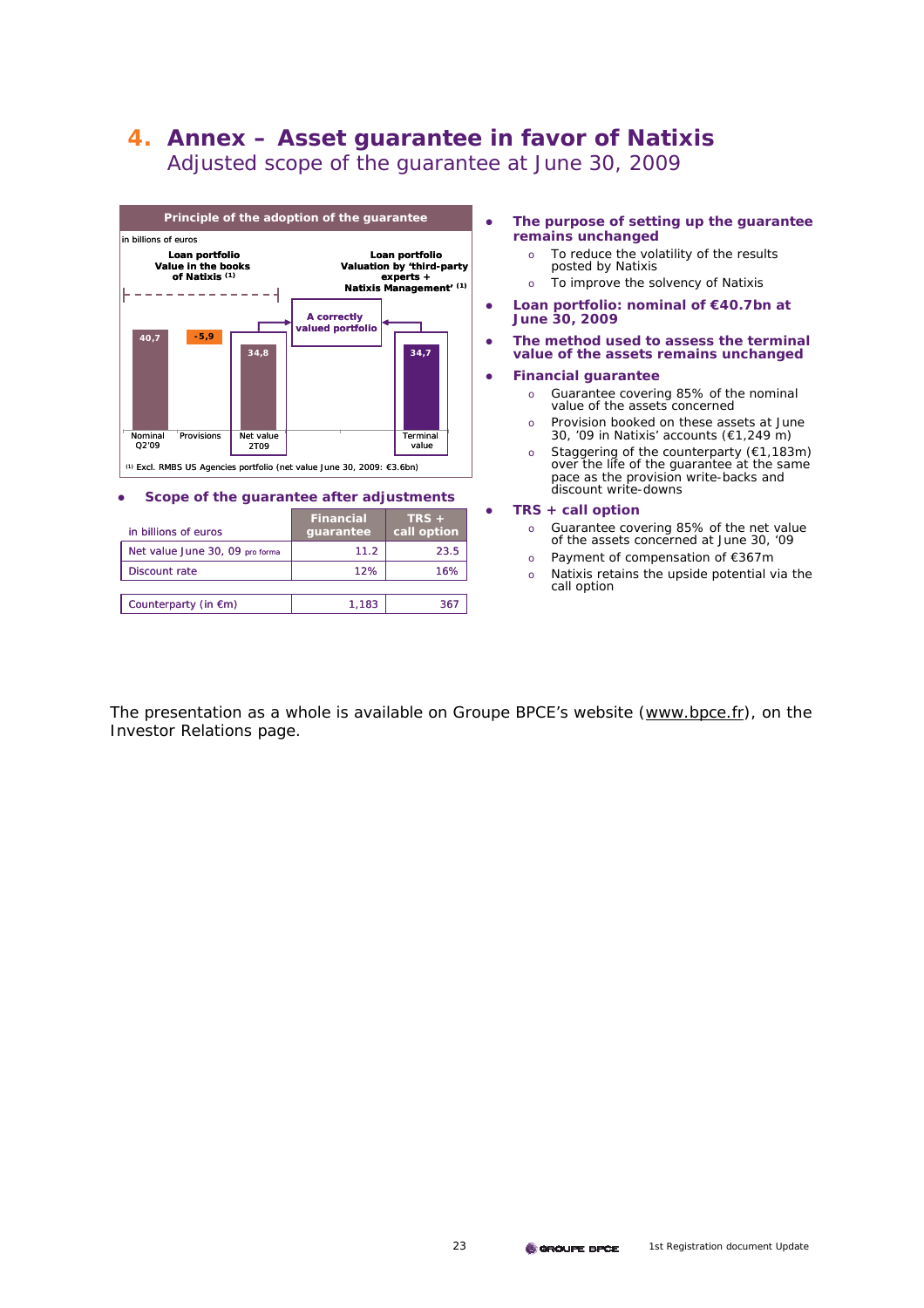# 4. Annex – Asset guarantee in favor of Natixis

## Adjusted scope of the guarantee at June 30, 2009

**Principle of the adoption of the guarantee**

in billions of euros

| | Nominal Q2'09 | Provisions | Net value 2T09 | Terminal value |
|---|---|---|---|---|
| | 40,7 | -5,9 | 34,8 | 34,7 |

Loan portfolio Value in the books of Natixis [(1)] — Loan portfolio Valuation by 'third-party experts + Natixis Management' [(1)] — A correctly valued portfolio

(1) Excl. RMBS US Agencies portfolio (net value June 30, 2009: €3.6bn)

- **Scope of the guarantee after adjustments**

| in billions of euros | Financial guarantee | TRS + call option |
|---|---|---|
| Net value June 30, 09 pro forma | 11.2 | 23.5 |
| Discount rate | 12% | 16% |
| Counterparty (in €m) | 1,183 | 367 |

- **The purpose of setting up the guarantee remains unchanged**
  - To reduce the volatility of the results posted by Natixis
  - To improve the solvency of Natixis
- **Loan portfolio: nominal of €40.7bn at June 30, 2009**
- **The method used to assess the terminal value of the assets remains unchanged**
- **Financial guarantee**
  - Guarantee covering 85% of the nominal value of the assets concerned
  - Provision booked on these assets at June 30, '09 in Natixis' accounts (€1,249 m)
  - Staggering of the counterparty (€1,183m) over the life of the guarantee at the same pace as the provision write-backs and discount write-downs
- **TRS + call option**
  - Guarantee covering 85% of the net value of the assets concerned at June 30, '09
  - Payment of compensation of €367m
  - Natixis retains the upside potential via the call option

The presentation as a whole is available on Groupe BPCE's website (www.bpce.fr), on the Investor Relations page.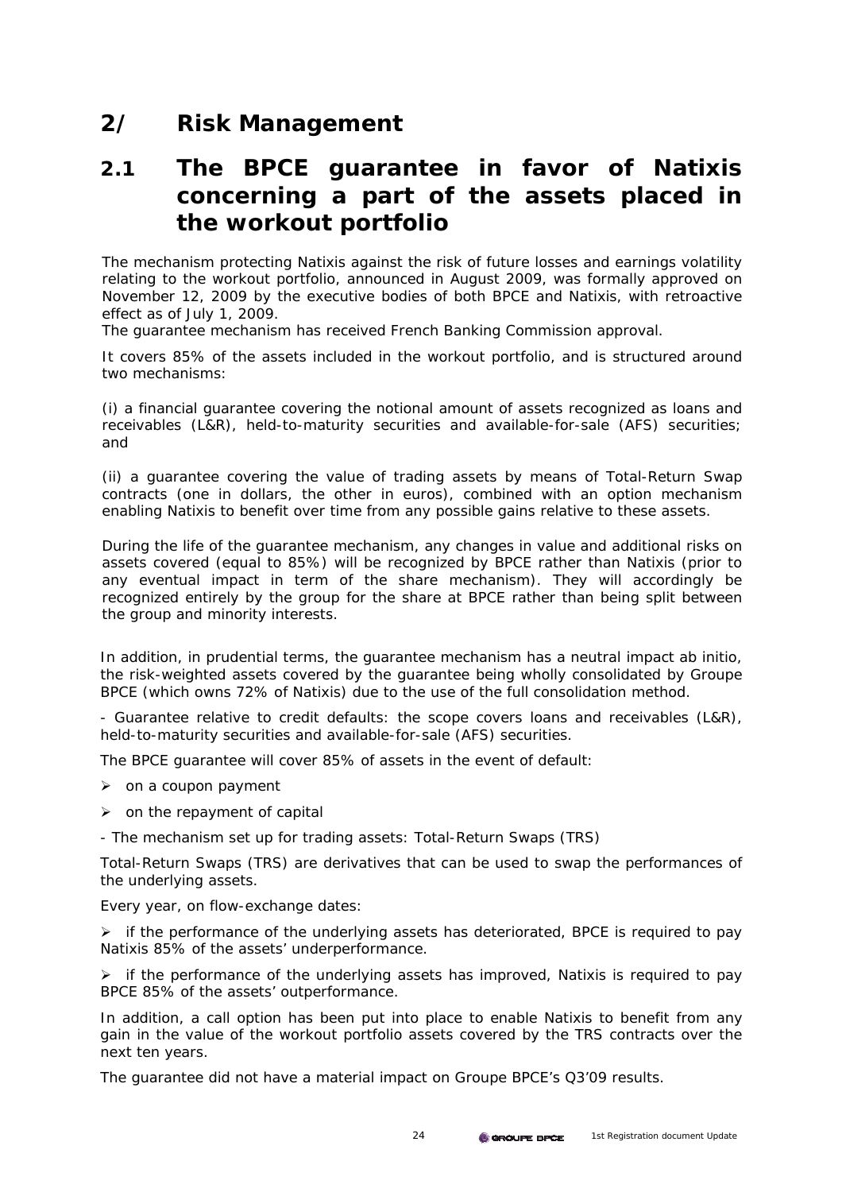# 2/ Risk Management

## 2.1 The BPCE guarantee in favor of Natixis concerning a part of the assets placed in the workout portfolio

The mechanism protecting Natixis against the risk of future losses and earnings volatility relating to the workout portfolio, announced in August 2009, was formally approved on November 12, 2009 by the executive bodies of both BPCE and Natixis, with retroactive effect as of July 1, 2009.
The guarantee mechanism has received French Banking Commission approval.

It covers 85% of the assets included in the workout portfolio, and is structured around two mechanisms:

(i) a financial guarantee covering the notional amount of assets recognized as loans and receivables (L&R), held-to-maturity securities and available-for-sale (AFS) securities; and

(ii) a guarantee covering the value of trading assets by means of Total-Return Swap contracts (one in dollars, the other in euros), combined with an option mechanism enabling Natixis to benefit over time from any possible gains relative to these assets.

During the life of the guarantee mechanism, any changes in value and additional risks on assets covered (equal to 85%) will be recognized by BPCE rather than Natixis (prior to any eventual impact in term of the share mechanism). They will accordingly be recognized entirely by the group for the share at BPCE rather than being split between the group and minority interests.

In addition, in prudential terms, the guarantee mechanism has a neutral impact ab initio, the risk-weighted assets covered by the guarantee being wholly consolidated by Groupe BPCE (which owns 72% of Natixis) due to the use of the full consolidation method.

- Guarantee relative to credit defaults: the scope covers loans and receivables (L&R), held-to-maturity securities and available-for-sale (AFS) securities.

The BPCE guarantee will cover 85% of assets in the event of default:

- on a coupon payment
- on the repayment of capital

- The mechanism set up for trading assets: Total-Return Swaps (TRS)

Total-Return Swaps (TRS) are derivatives that can be used to swap the performances of the underlying assets.

Every year, on flow-exchange dates:

- if the performance of the underlying assets has deteriorated, BPCE is required to pay Natixis 85% of the assets' underperformance.
- if the performance of the underlying assets has improved, Natixis is required to pay BPCE 85% of the assets' outperformance.

In addition, a call option has been put into place to enable Natixis to benefit from any gain in the value of the workout portfolio assets covered by the TRS contracts over the next ten years.

The guarantee did not have a material impact on Groupe BPCE's Q3'09 results.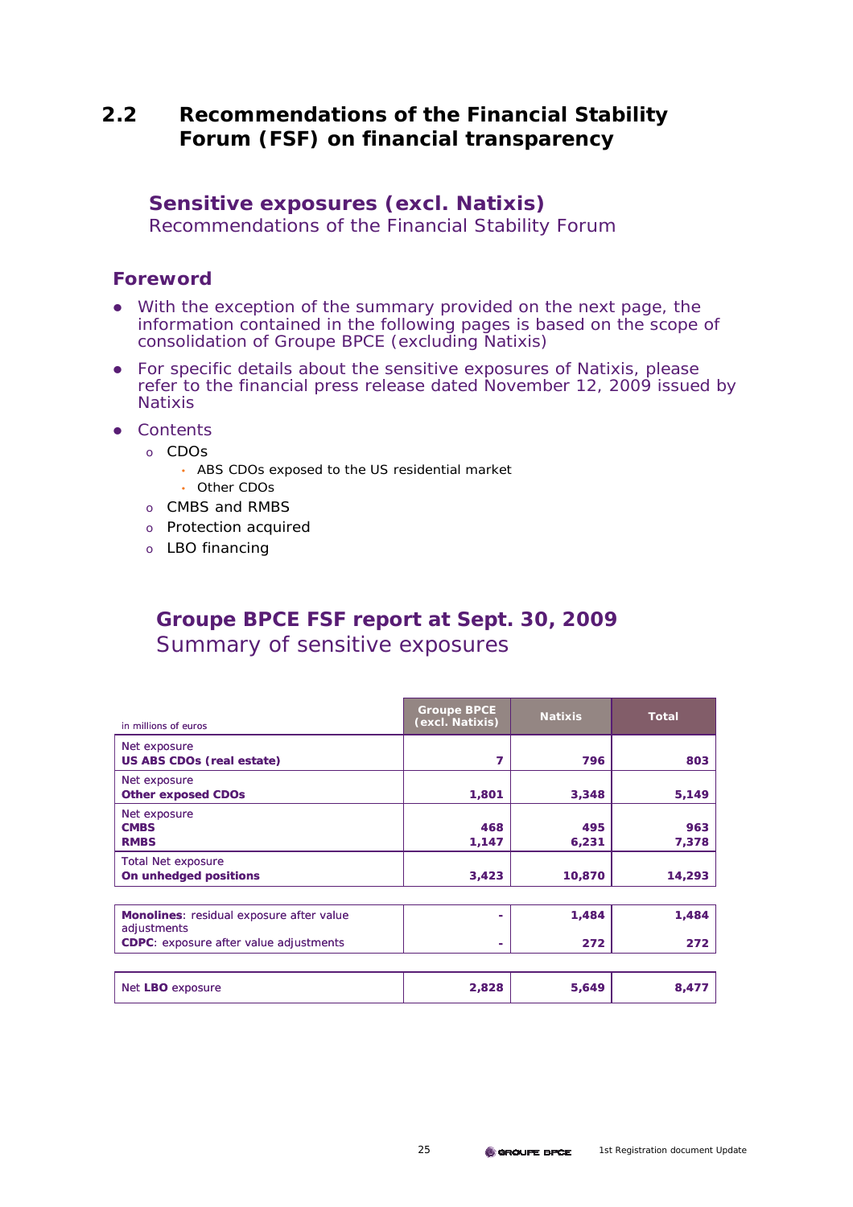## 2.2 Recommendations of the Financial Stability Forum (FSF) on financial transparency

### Sensitive exposures (excl. Natixis)

Recommendations of the Financial Stability Forum

### Foreword

- With the exception of the summary provided on the next page, the information contained in the following pages is based on the scope of consolidation of Groupe BPCE (excluding Natixis)
- For specific details about the sensitive exposures of Natixis, please refer to the financial press release dated November 12, 2009 issued by Natixis
- Contents
  - CDOs
    - ABS CDOs exposed to the US residential market
    - Other CDOs
  - CMBS and RMBS
  - Protection acquired
  - LBO financing

### Groupe BPCE FSF report at Sept. 30, 2009

Summary of sensitive exposures

| in millions of euros | Groupe BPCE (excl. Natixis) | Natixis | Total |
|---|---|---|---|
| Net exposure **US ABS CDOs (real estate)** | 7 | 796 | 803 |
| Net exposure **Other exposed CDOs** | 1,801 | 3,348 | 5,149 |
| Net exposure **CMBS** | 468 | 495 | 963 |
| **RMBS** | 1,147 | 6,231 | 7,378 |
| Total Net exposure **On unhedged positions** | 3,423 | 10,870 | 14,293 |
| **Monolines**: residual exposure after value adjustments | - | 1,484 | 1,484 |
| **CDPC**: exposure after value adjustments | - | 272 | 272 |
| Net **LBO** exposure | 2,828 | 5,649 | 8,477 |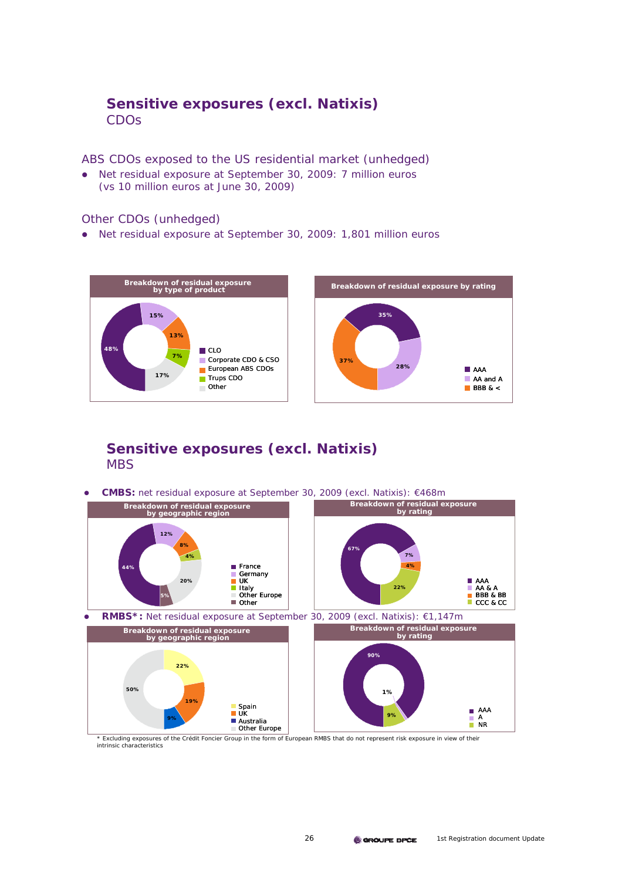## Sensitive exposures (excl. Natixis)

### CDOs

ABS CDOs exposed to the US residential market (unhedged)

- Net residual exposure at September 30, 2009: 7 million euros (vs 10 million euros at June 30, 2009)

Other CDOs (unhedged)

- Net residual exposure at September 30, 2009: 1,801 million euros

**Breakdown of residual exposure by type of product**

| Product | Share |
|---|---|
| CLO | 48% |
| Corporate CDO & CSO | 15% |
| European ABS CDOs | 13% |
| Trups CDO | 7% |
| Other | 17% |

**Breakdown of residual exposure by rating**

| Rating | Share |
|---|---|
| AAA | 35% |
| AA and A | 28% |
| BBB & < | 37% |

## Sensitive exposures (excl. Natixis)

### MBS

- **CMBS:** net residual exposure at September 30, 2009 (excl. Natixis): €468m

**Breakdown of residual exposure by geographic region**

| Region | Share |
|---|---|
| France | 44% |
| Germany | 12% |
| UK | 8% |
| Italy | 4% |
| Other Europe | 20% |
| Other | 5% |

**Breakdown of residual exposure by rating**

| Rating | Share |
|---|---|
| AAA | 67% |
| AA & A | 7% |
| BBB & BB | 4% |
| CCC & CC | 22% |

- **RMBS*:** Net residual exposure at September 30, 2009 (excl. Natixis): €1,147m

**Breakdown of residual exposure by geographic region**

| Region | Share |
|---|---|
| Spain | 22% |
| UK | 19% |
| Australia | 9% |
| Other Europe | 50% |

**Breakdown of residual exposure by rating**

| Rating | Share |
|---|---|
| AAA | 90% |
| A | 1% |
| NR | 9% |

\* Excluding exposures of the Crédit Foncier Group in the form of European RMBS that do not represent risk exposure in view of their intrinsic characteristics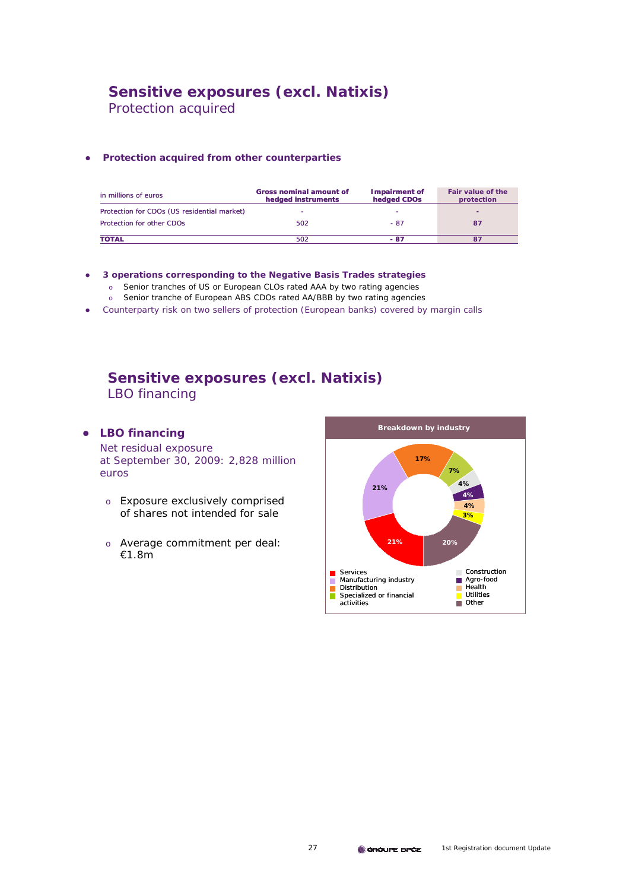# Sensitive exposures (excl. Natixis)
## Protection acquired

- **Protection acquired from other counterparties**

| in millions of euros | Gross nominal amount of hedged instruments | Impairment of hedged CDOs | Fair value of the protection |
|---|---|---|---|
| Protection for CDOs (US residential market) | - | - | - |
| Protection for other CDOs | 502 | - 87 | 87 |
| **TOTAL** | 502 | **- 87** | **87** |

- **3 operations corresponding to the Negative Basis Trades strategies**
  - Senior tranches of US or European CLOs rated AAA by two rating agencies
  - Senior tranche of European ABS CDOs rated AA/BBB by two rating agencies
- Counterparty risk on two sellers of protection (European banks) covered by margin calls

# Sensitive exposures (excl. Natixis)
## LBO financing

- **LBO financing**

  Net residual exposure at September 30, 2009: 2,828 million euros

  - Exposure exclusively comprised of shares not intended for sale
  - Average commitment per deal: €1.8m

**Breakdown by industry**

| Industry | % |
|---|---|
| Services | 21% |
| Manufacturing industry | 21% |
| Distribution | 17% |
| Specialized or financial activities | 7% |
| Construction | 4% |
| Agro-food | 4% |
| Health | 4% |
| Utilities | 3% |
| Other | 20% |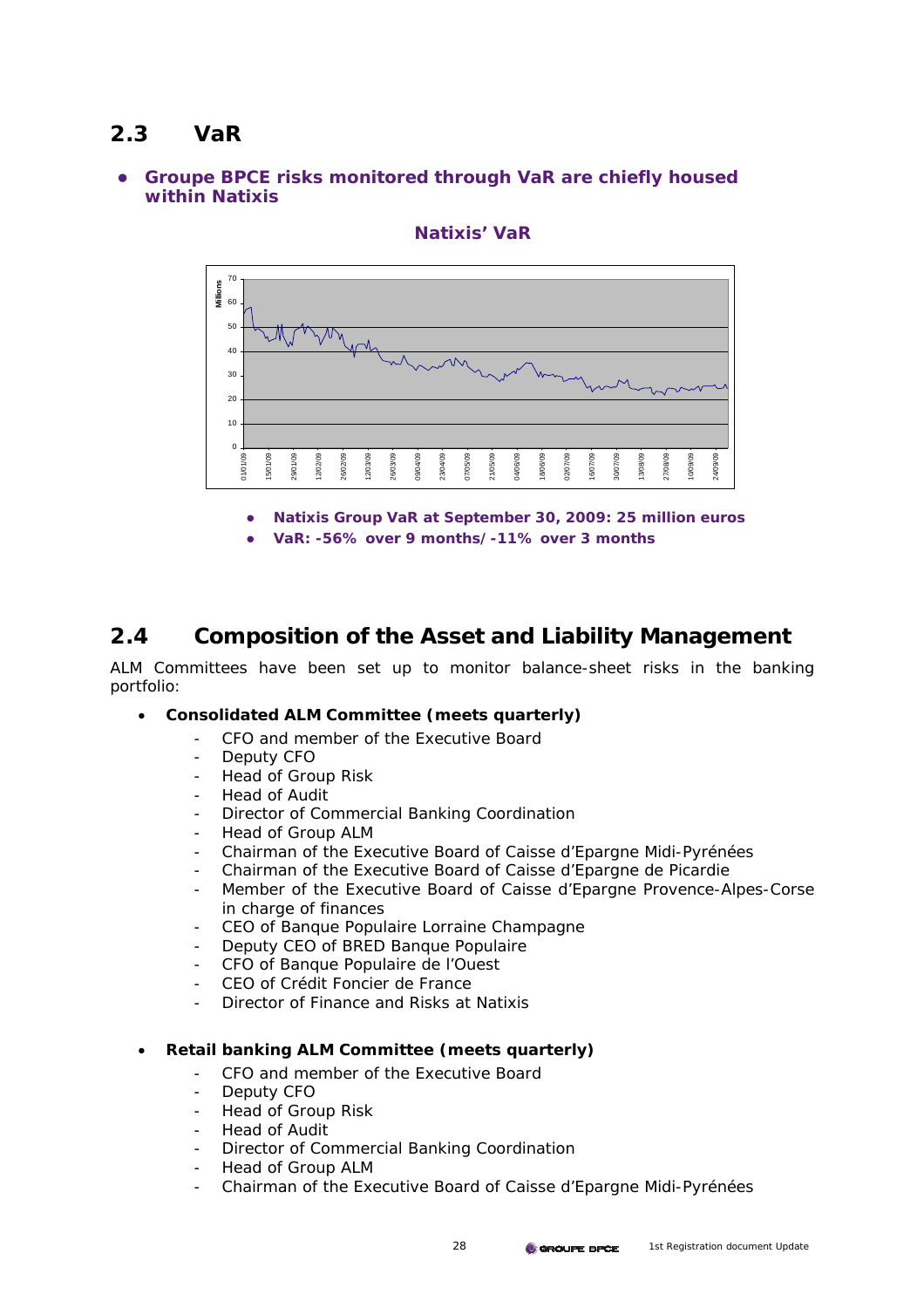## 2.3 VaR

- **Groupe BPCE risks monitored through VaR are chiefly housed within Natixis**

**Natixis' VaR**

- **Natixis Group VaR at September 30, 2009: 25 million euros**
- **VaR: -56% over 9 months/-11% over 3 months**

## 2.4 Composition of the Asset and Liability Management

ALM Committees have been set up to monitor balance-sheet risks in the banking portfolio:

- **Consolidated ALM Committee (meets quarterly)**
  - CFO and member of the Executive Board
  - Deputy CFO
  - Head of Group Risk
  - Head of Audit
  - Director of Commercial Banking Coordination
  - Head of Group ALM
  - Chairman of the Executive Board of Caisse d'Epargne Midi-Pyrénées
  - Chairman of the Executive Board of Caisse d'Epargne de Picardie
  - Member of the Executive Board of Caisse d'Epargne Provence-Alpes-Corse in charge of finances
  - CEO of Banque Populaire Lorraine Champagne
  - Deputy CEO of BRED Banque Populaire
  - CFO of Banque Populaire de l'Ouest
  - CEO of Crédit Foncier de France
  - Director of Finance and Risks at Natixis

- **Retail banking ALM Committee (meets quarterly)**
  - CFO and member of the Executive Board
  - Deputy CFO
  - Head of Group Risk
  - Head of Audit
  - Director of Commercial Banking Coordination
  - Head of Group ALM
  - Chairman of the Executive Board of Caisse d'Epargne Midi-Pyrénées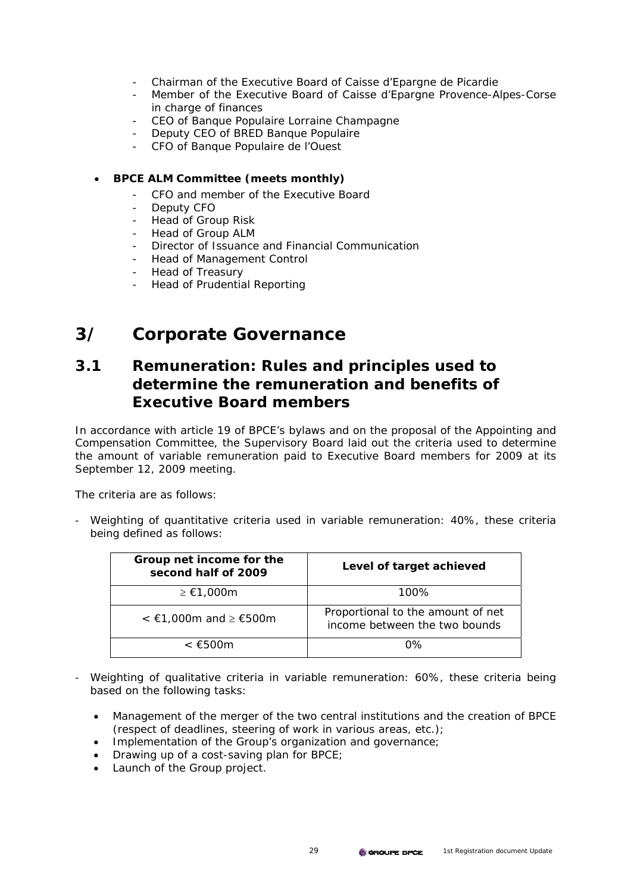- Chairman of the Executive Board of Caisse d'Epargne de Picardie
- Member of the Executive Board of Caisse d'Epargne Provence-Alpes-Corse in charge of finances
- CEO of Banque Populaire Lorraine Champagne
- Deputy CEO of BRED Banque Populaire
- CFO of Banque Populaire de l'Ouest

- **BPCE ALM Committee (meets monthly)**
  - CFO and member of the Executive Board
  - Deputy CFO
  - Head of Group Risk
  - Head of Group ALM
  - Director of Issuance and Financial Communication
  - Head of Management Control
  - Head of Treasury
  - Head of Prudential Reporting

# 3/ Corporate Governance

## 3.1 Remuneration: Rules and principles used to determine the remuneration and benefits of Executive Board members

In accordance with article 19 of BPCE's bylaws and on the proposal of the Appointing and Compensation Committee, the Supervisory Board laid out the criteria used to determine the amount of variable remuneration paid to Executive Board members for 2009 at its September 12, 2009 meeting.

The criteria are as follows:

- Weighting of quantitative criteria used in variable remuneration: 40%, these criteria being defined as follows:

| Group net income for the second half of 2009 | Level of target achieved |
|---|---|
| ≥ €1,000m | 100% |
| < €1,000m and ≥ €500m | Proportional to the amount of net income between the two bounds |
| < €500m | 0% |

- Weighting of qualitative criteria in variable remuneration: 60%, these criteria being based on the following tasks:
  - Management of the merger of the two central institutions and the creation of BPCE (respect of deadlines, steering of work in various areas, etc.);
  - Implementation of the Group's organization and governance;
  - Drawing up of a cost-saving plan for BPCE;
  - Launch of the Group project.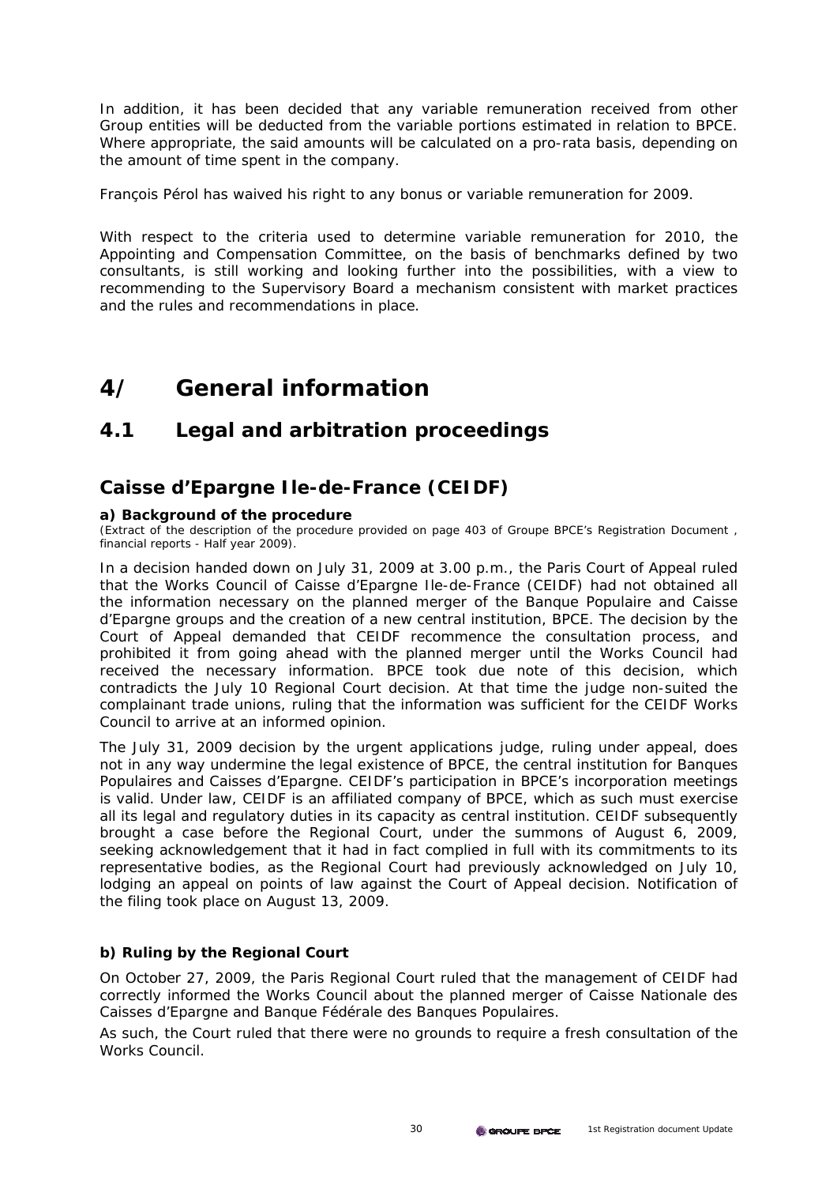In addition, it has been decided that any variable remuneration received from other Group entities will be deducted from the variable portions estimated in relation to BPCE. Where appropriate, the said amounts will be calculated on a pro-rata basis, depending on the amount of time spent in the company.

François Pérol has waived his right to any bonus or variable remuneration for 2009.

With respect to the criteria used to determine variable remuneration for 2010, the Appointing and Compensation Committee, on the basis of benchmarks defined by two consultants, is still working and looking further into the possibilities, with a view to recommending to the Supervisory Board a mechanism consistent with market practices and the rules and recommendations in place.

# 4/ General information

## 4.1 Legal and arbitration proceedings

### Caisse d'Epargne Ile-de-France (CEIDF)

**a) Background of the procedure**

(Extract of the description of the procedure provided on page 403 of Groupe BPCE's Registration Document , financial reports - Half year 2009).

In a decision handed down on July 31, 2009 at 3.00 p.m., the Paris Court of Appeal ruled that the Works Council of Caisse d'Epargne Ile-de-France (CEIDF) had not obtained all the information necessary on the planned merger of the Banque Populaire and Caisse d'Epargne groups and the creation of a new central institution, BPCE. The decision by the Court of Appeal demanded that CEIDF recommence the consultation process, and prohibited it from going ahead with the planned merger until the Works Council had received the necessary information. BPCE took due note of this decision, which contradicts the July 10 Regional Court decision. At that time the judge non-suited the complainant trade unions, ruling that the information was sufficient for the CEIDF Works Council to arrive at an informed opinion.

The July 31, 2009 decision by the urgent applications judge, ruling under appeal, does not in any way undermine the legal existence of BPCE, the central institution for Banques Populaires and Caisses d'Epargne. CEIDF's participation in BPCE's incorporation meetings is valid. Under law, CEIDF is an affiliated company of BPCE, which as such must exercise all its legal and regulatory duties in its capacity as central institution. CEIDF subsequently brought a case before the Regional Court, under the summons of August 6, 2009, seeking acknowledgement that it had in fact complied in full with its commitments to its representative bodies, as the Regional Court had previously acknowledged on July 10, lodging an appeal on points of law against the Court of Appeal decision. Notification of the filing took place on August 13, 2009.

**b) Ruling by the Regional Court**

On October 27, 2009, the Paris Regional Court ruled that the management of CEIDF had correctly informed the Works Council about the planned merger of Caisse Nationale des Caisses d'Epargne and Banque Fédérale des Banques Populaires.

As such, the Court ruled that there were no grounds to require a fresh consultation of the Works Council.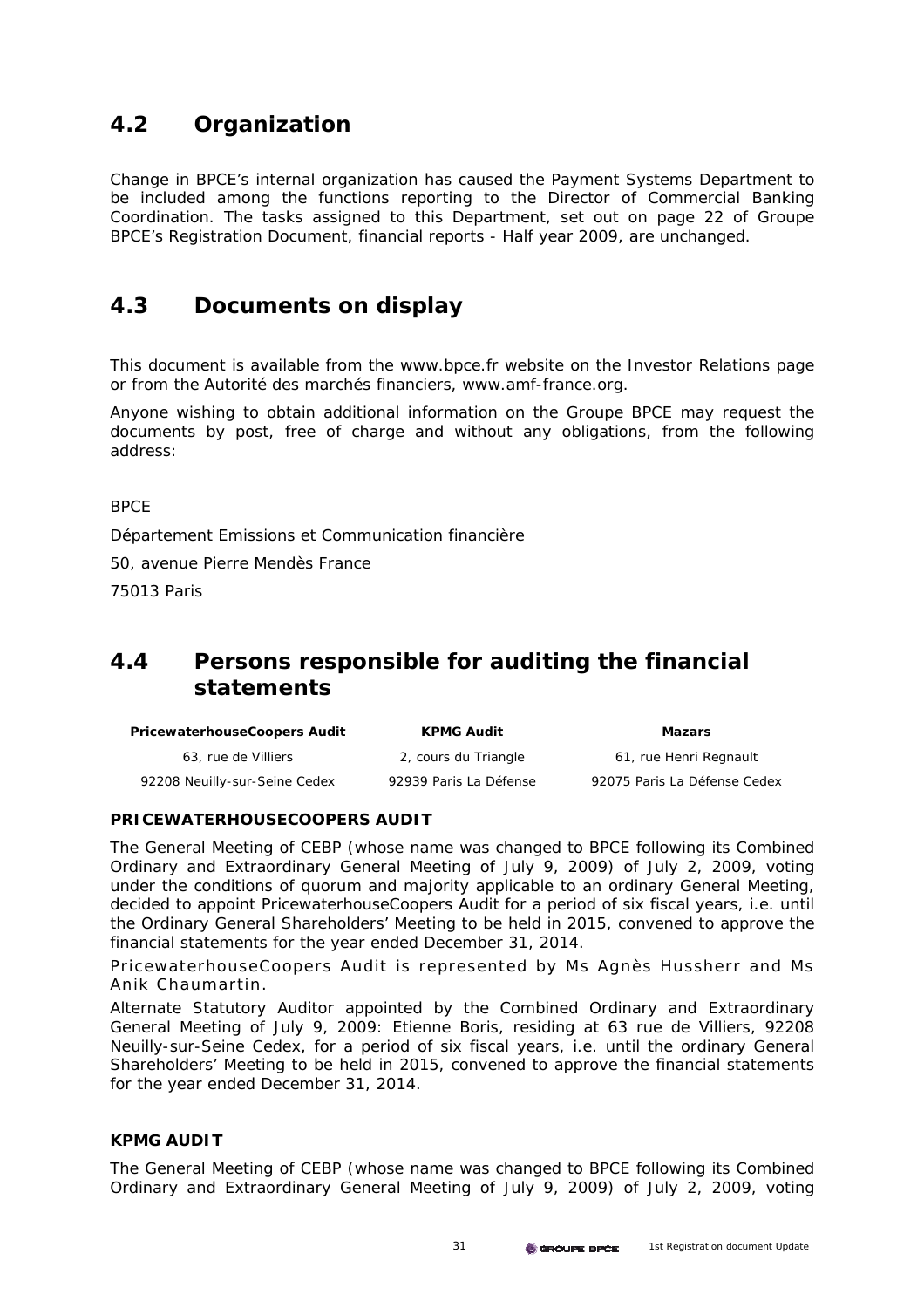## 4.2 Organization

Change in BPCE's internal organization has caused the Payment Systems Department to be included among the functions reporting to the Director of Commercial Banking Coordination. The tasks assigned to this Department, set out on page 22 of Groupe BPCE's Registration Document, financial reports - Half year 2009, are unchanged.

## 4.3 Documents on display

This document is available from the www.bpce.fr website on the Investor Relations page or from the Autorité des marchés financiers, www.amf-france.org.

Anyone wishing to obtain additional information on the Groupe BPCE may request the documents by post, free of charge and without any obligations, from the following address:

BPCE

Département Emissions et Communication financière

50, avenue Pierre Mendès France

75013 Paris

## 4.4 Persons responsible for auditing the financial statements

| PricewaterhouseCoopers Audit | KPMG Audit | Mazars |
|---|---|---|
| 63, rue de Villiers | 2, cours du Triangle | 61, rue Henri Regnault |
| 92208 Neuilly-sur-Seine Cedex | 92939 Paris La Défense | 92075 Paris La Défense Cedex |

**PRICEWATERHOUSECOOPERS AUDIT**

The General Meeting of CEBP (whose name was changed to BPCE following its Combined Ordinary and Extraordinary General Meeting of July 9, 2009) of July 2, 2009, voting under the conditions of quorum and majority applicable to an ordinary General Meeting, decided to appoint PricewaterhouseCoopers Audit for a period of six fiscal years, i.e. until the Ordinary General Shareholders' Meeting to be held in 2015, convened to approve the financial statements for the year ended December 31, 2014.

PricewaterhouseCoopers Audit is represented by Ms Agnès Hussherr and Ms Anik Chaumartin.

Alternate Statutory Auditor appointed by the Combined Ordinary and Extraordinary General Meeting of July 9, 2009: Etienne Boris, residing at 63 rue de Villiers, 92208 Neuilly-sur-Seine Cedex, for a period of six fiscal years, i.e. until the ordinary General Shareholders' Meeting to be held in 2015, convened to approve the financial statements for the year ended December 31, 2014.

**KPMG AUDIT**

The General Meeting of CEBP (whose name was changed to BPCE following its Combined Ordinary and Extraordinary General Meeting of July 9, 2009) of July 2, 2009, voting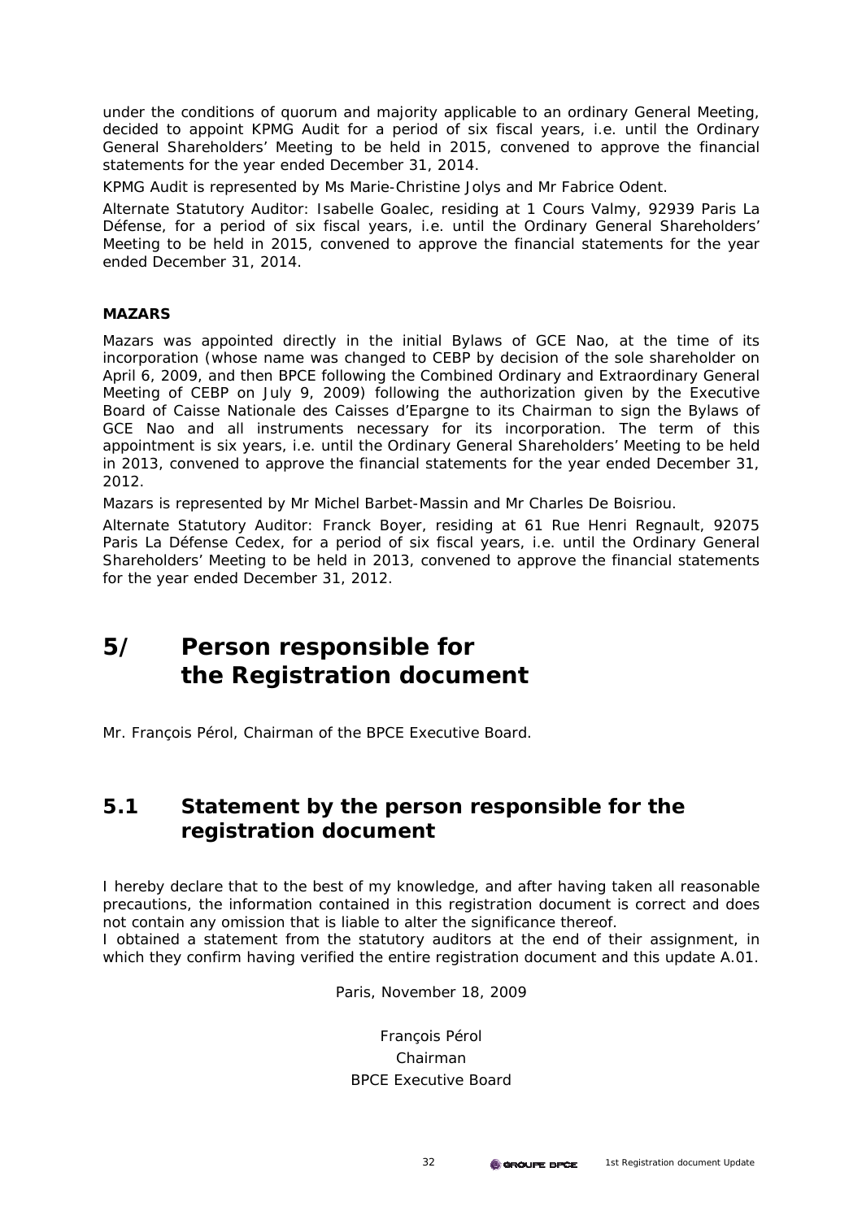under the conditions of quorum and majority applicable to an ordinary General Meeting, decided to appoint KPMG Audit for a period of six fiscal years, i.e. until the Ordinary General Shareholders' Meeting to be held in 2015, convened to approve the financial statements for the year ended December 31, 2014.

KPMG Audit is represented by Ms Marie-Christine Jolys and Mr Fabrice Odent.

Alternate Statutory Auditor: Isabelle Goalec, residing at 1 Cours Valmy, 92939 Paris La Défense, for a period of six fiscal years, i.e. until the Ordinary General Shareholders' Meeting to be held in 2015, convened to approve the financial statements for the year ended December 31, 2014.

**MAZARS**

Mazars was appointed directly in the initial Bylaws of GCE Nao, at the time of its incorporation (whose name was changed to CEBP by decision of the sole shareholder on April 6, 2009, and then BPCE following the Combined Ordinary and Extraordinary General Meeting of CEBP on July 9, 2009) following the authorization given by the Executive Board of Caisse Nationale des Caisses d'Epargne to its Chairman to sign the Bylaws of GCE Nao and all instruments necessary for its incorporation. The term of this appointment is six years, i.e. until the Ordinary General Shareholders' Meeting to be held in 2013, convened to approve the financial statements for the year ended December 31, 2012.

Mazars is represented by Mr Michel Barbet-Massin and Mr Charles De Boisriou.

Alternate Statutory Auditor: Franck Boyer, residing at 61 Rue Henri Regnault, 92075 Paris La Défense Cedex, for a period of six fiscal years, i.e. until the Ordinary General Shareholders' Meeting to be held in 2013, convened to approve the financial statements for the year ended December 31, 2012.

# 5/ Person responsible for the Registration document

Mr. François Pérol, Chairman of the BPCE Executive Board.

## 5.1 Statement by the person responsible for the registration document

I hereby declare that to the best of my knowledge, and after having taken all reasonable precautions, the information contained in this registration document is correct and does not contain any omission that is liable to alter the significance thereof.
I obtained a statement from the statutory auditors at the end of their assignment, in which they confirm having verified the entire registration document and this update A.01.

Paris, November 18, 2009

François Pérol
Chairman
BPCE Executive Board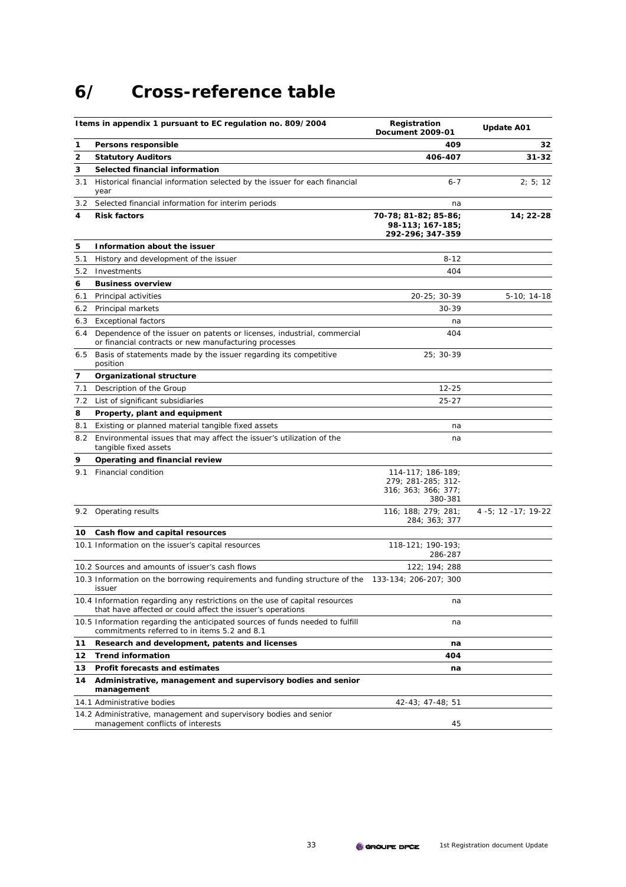# 6/ Cross-reference table

| | Items in appendix 1 pursuant to EC regulation no. 809/2004 | Registration Document 2009-01 | Update A01 |
|---|---|---|---|
| **1** | **Persons responsible** | **409** | **32** |
| **2** | **Statutory Auditors** | **406-407** | **31-32** |
| **3** | **Selected financial information** | | |
| 3.1 | Historical financial information selected by the issuer for each financial year | 6-7 | 2; 5; 12 |
| 3.2 | Selected financial information for interim periods | na | |
| **4** | **Risk factors** | **70-78; 81-82; 85-86; 98-113; 167-185; 292-296; 347-359** | **14; 22-28** |
| **5** | **Information about the issuer** | | |
| 5.1 | History and development of the issuer | 8-12 | |
| 5.2 | Investments | 404 | |
| **6** | **Business overview** | | |
| 6.1 | Principal activities | 20-25; 30-39 | 5-10; 14-18 |
| 6.2 | Principal markets | 30-39 | |
| 6.3 | Exceptional factors | na | |
| 6.4 | Dependence of the issuer on patents or licenses, industrial, commercial or financial contracts or new manufacturing processes | 404 | |
| 6.5 | Basis of statements made by the issuer regarding its competitive position | 25; 30-39 | |
| **7** | **Organizational structure** | | |
| 7.1 | Description of the Group | 12-25 | |
| 7.2 | List of significant subsidiaries | 25-27 | |
| **8** | **Property, plant and equipment** | | |
| 8.1 | Existing or planned material tangible fixed assets | na | |
| 8.2 | Environmental issues that may affect the issuer's utilization of the tangible fixed assets | na | |
| **9** | **Operating and financial review** | | |
| 9.1 | Financial condition | 114-117; 186-189; 279; 281-285; 312-316; 363; 366; 377; 380-381 | |
| 9.2 | Operating results | 116; 188; 279; 281; 284; 363; 377 | 4 -5; 12 -17; 19-22 |
| **10** | **Cash flow and capital resources** | | |
| 10.1 | Information on the issuer's capital resources | 118-121; 190-193; 286-287 | |
| 10.2 | Sources and amounts of issuer's cash flows | 122; 194; 288 | |
| 10.3 | Information on the borrowing requirements and funding structure of the issuer | 133-134; 206-207; 300 | |
| 10.4 | Information regarding any restrictions on the use of capital resources that have affected or could affect the issuer's operations | na | |
| 10.5 | Information regarding the anticipated sources of funds needed to fulfill commitments referred to in items 5.2 and 8.1 | na | |
| **11** | **Research and development, patents and licenses** | **na** | |
| **12** | **Trend information** | **404** | |
| **13** | **Profit forecasts and estimates** | **na** | |
| **14** | **Administrative, management and supervisory bodies and senior management** | | |
| 14.1 | Administrative bodies | 42-43; 47-48; 51 | |
| 14.2 | Administrative, management and supervisory bodies and senior management conflicts of interests | 45 | |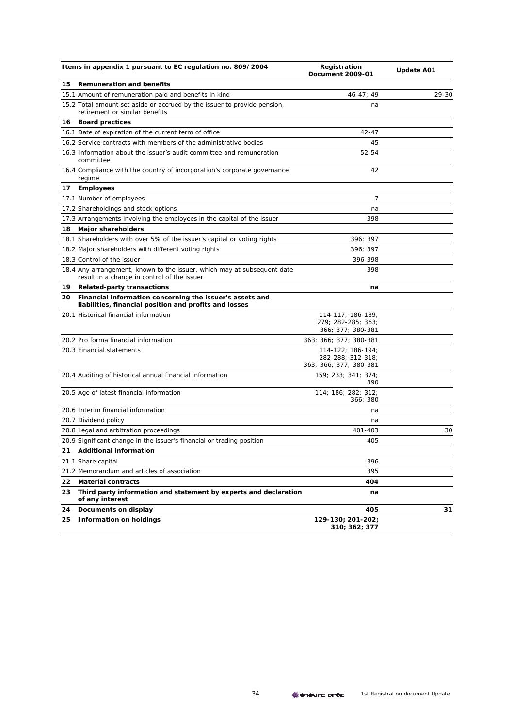| Items in appendix 1 pursuant to EC regulation no. 809/2004 | Registration Document 2009-01 | Update A01 |
|---|---|---|
| **15 Remuneration and benefits** | | |
| 15.1 Amount of remuneration paid and benefits in kind | 46-47; 49 | 29-30 |
| 15.2 Total amount set aside or accrued by the issuer to provide pension, retirement or similar benefits | na | |
| **16 Board practices** | | |
| 16.1 Date of expiration of the current term of office | 42-47 | |
| 16.2 Service contracts with members of the administrative bodies | 45 | |
| 16.3 Information about the issuer's audit committee and remuneration committee | 52-54 | |
| 16.4 Compliance with the country of incorporation's corporate governance regime | 42 | |
| **17 Employees** | | |
| 17.1 Number of employees | 7 | |
| 17.2 Shareholdings and stock options | na | |
| 17.3 Arrangements involving the employees in the capital of the issuer | 398 | |
| **18 Major shareholders** | | |
| 18.1 Shareholders with over 5% of the issuer's capital or voting rights | 396; 397 | |
| 18.2 Major shareholders with different voting rights | 396; 397 | |
| 18.3 Control of the issuer | 396-398 | |
| 18.4 Any arrangement, known to the issuer, which may at subsequent date result in a change in control of the issuer | 398 | |
| **19 Related-party transactions** | **na** | |
| **20 Financial information concerning the issuer's assets and liabilities, financial position and profits and losses** | | |
| 20.1 Historical financial information | 114-117; 186-189; 279; 282-285; 363; 366; 377; 380-381 | |
| 20.2 Pro forma financial information | 363; 366; 377; 380-381 | |
| 20.3 Financial statements | 114-122; 186-194; 282-288; 312-318; 363; 366; 377; 380-381 | |
| 20.4 Auditing of historical annual financial information | 159; 233; 341; 374; 390 | |
| 20.5 Age of latest financial information | 114; 186; 282; 312; 366; 380 | |
| 20.6 Interim financial information | na | |
| 20.7 Dividend policy | na | |
| 20.8 Legal and arbitration proceedings | 401-403 | 30 |
| 20.9 Significant change in the issuer's financial or trading position | 405 | |
| **21 Additional information** | | |
| 21.1 Share capital | 396 | |
| 21.2 Memorandum and articles of association | 395 | |
| **22 Material contracts** | **404** | |
| **23 Third party information and statement by experts and declaration of any interest** | **na** | |
| **24 Documents on display** | **405** | **31** |
| **25 Information on holdings** | **129-130; 201-202; 310; 362; 377** | |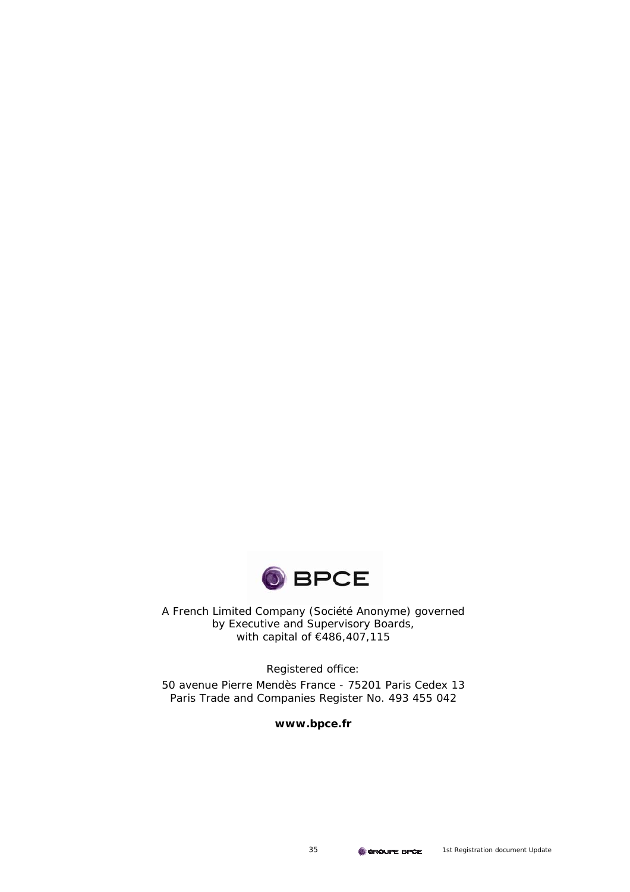BPCE

A French Limited Company (Société Anonyme) governed by Executive and Supervisory Boards, with capital of €486,407,115

Registered office:

50 avenue Pierre Mendès France - 75201 Paris Cedex 13
Paris Trade and Companies Register No. 493 455 042

**www.bpce.fr**